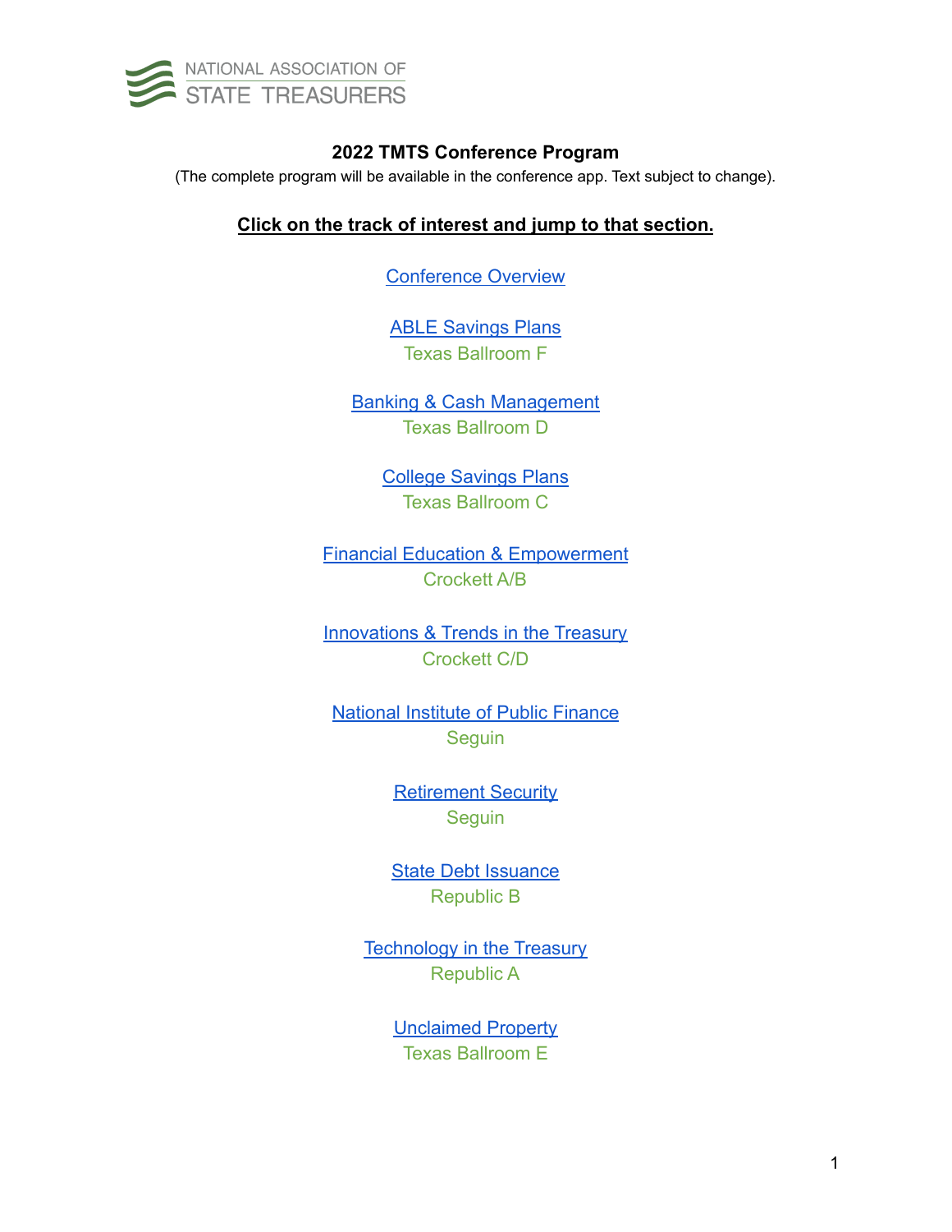NATIONAL ASSOCIATION OF STATE TREASURERS

# 2022 TMTS Conference Program

(The complete program will be available in the conference app. Text subject to change).

**Click on the track of interest and jump to that section.**

Conference Overview

ABLE Savings Plans
Texas Ballroom F

Banking & Cash Management
Texas Ballroom D

College Savings Plans
Texas Ballroom C

Financial Education & Empowerment
Crockett A/B

Innovations & Trends in the Treasury
Crockett C/D

National Institute of Public Finance
Seguin

Retirement Security
Seguin

State Debt Issuance
Republic B

Technology in the Treasury
Republic A

Unclaimed Property
Texas Ballroom E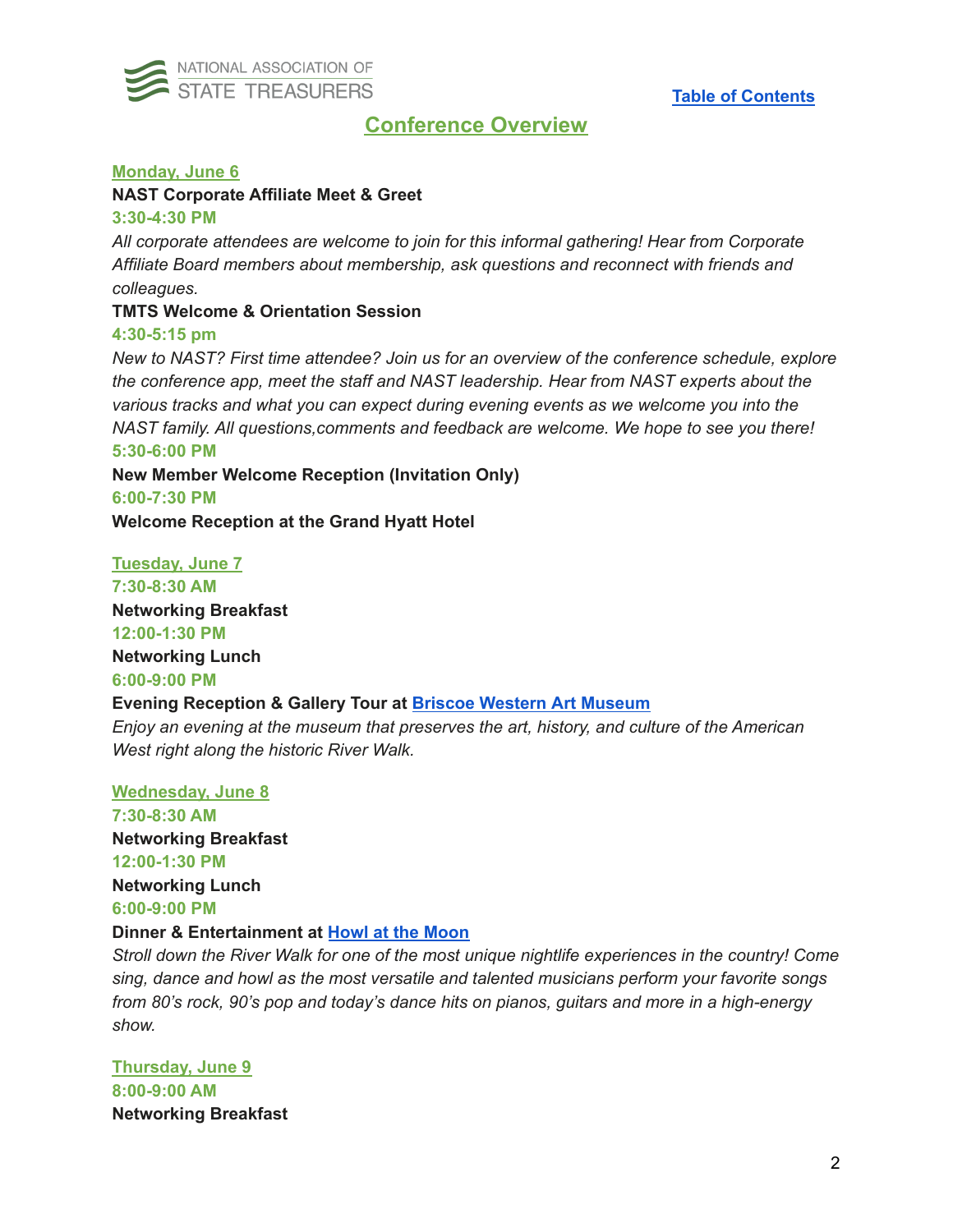[Table of Contents]

# Conference Overview

## Monday, June 6

**NAST Corporate Affiliate Meet & Greet**

**3:30-4:30 PM**

*All corporate attendees are welcome to join for this informal gathering! Hear from Corporate Affiliate Board members about membership, ask questions and reconnect with friends and colleagues.*

**TMTS Welcome & Orientation Session**

**4:30-5:15 pm**

*New to NAST? First time attendee? Join us for an overview of the conference schedule, explore the conference app, meet the staff and NAST leadership. Hear from NAST experts about the various tracks and what you can expect during evening events as we welcome you into the NAST family. All questions,comments and feedback are welcome. We hope to see you there!*

**5:30-6:00 PM**

**New Member Welcome Reception (Invitation Only)**

**6:00-7:30 PM**

**Welcome Reception at the Grand Hyatt Hotel**

## Tuesday, June 7

**7:30-8:30 AM**

**Networking Breakfast**

**12:00-1:30 PM**

**Networking Lunch**

**6:00-9:00 PM**

**Evening Reception & Gallery Tour at [Briscoe Western Art Museum]**

*Enjoy an evening at the museum that preserves the art, history, and culture of the American West right along the historic River Walk.*

## Wednesday, June 8

**7:30-8:30 AM**

**Networking Breakfast**

**12:00-1:30 PM**

**Networking Lunch**

**6:00-9:00 PM**

**Dinner & Entertainment at [Howl at the Moon]**

*Stroll down the River Walk for one of the most unique nightlife experiences in the country! Come sing, dance and howl as the most versatile and talented musicians perform your favorite songs from 80's rock, 90's pop and today's dance hits on pianos, guitars and more in a high-energy show.*

## Thursday, June 9

**8:00-9:00 AM**

**Networking Breakfast**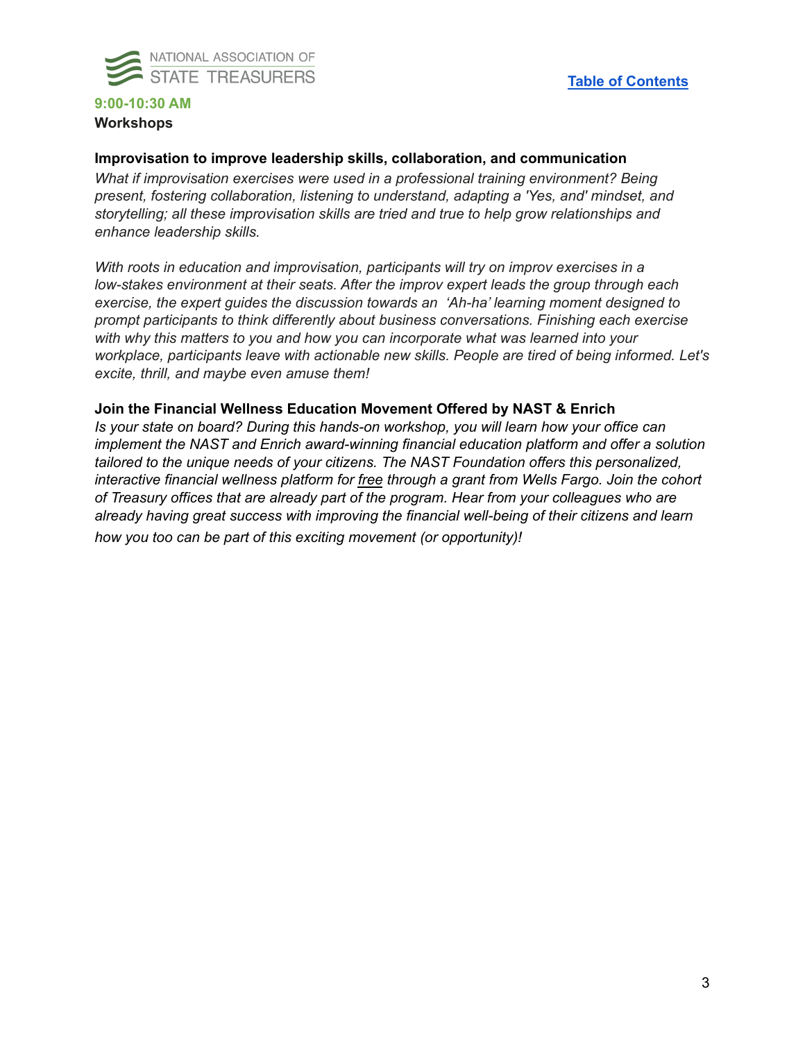**9:00-10:30 AM**

**Workshops**

### Improvisation to improve leadership skills, collaboration, and communication

*What if improvisation exercises were used in a professional training environment? Being present, fostering collaboration, listening to understand, adapting a 'Yes, and' mindset, and storytelling; all these improvisation skills are tried and true to help grow relationships and enhance leadership skills.*

*With roots in education and improvisation, participants will try on improv exercises in a low-stakes environment at their seats. After the improv expert leads the group through each exercise, the expert guides the discussion towards an 'Ah-ha' learning moment designed to prompt participants to think differently about business conversations. Finishing each exercise with why this matters to you and how you can incorporate what was learned into your workplace, participants leave with actionable new skills. People are tired of being informed. Let's excite, thrill, and maybe even amuse them!*

### Join the Financial Wellness Education Movement Offered by NAST & Enrich

*Is your state on board? During this hands-on workshop, you will learn how your office can implement the NAST and Enrich award-winning financial education platform and offer a solution tailored to the unique needs of your citizens. The NAST Foundation offers this personalized, interactive financial wellness platform for free through a grant from Wells Fargo. Join the cohort of Treasury offices that are already part of the program. Hear from your colleagues who are already having great success with improving the financial well-being of their citizens and learn how you too can be part of this exciting movement (or opportunity)!*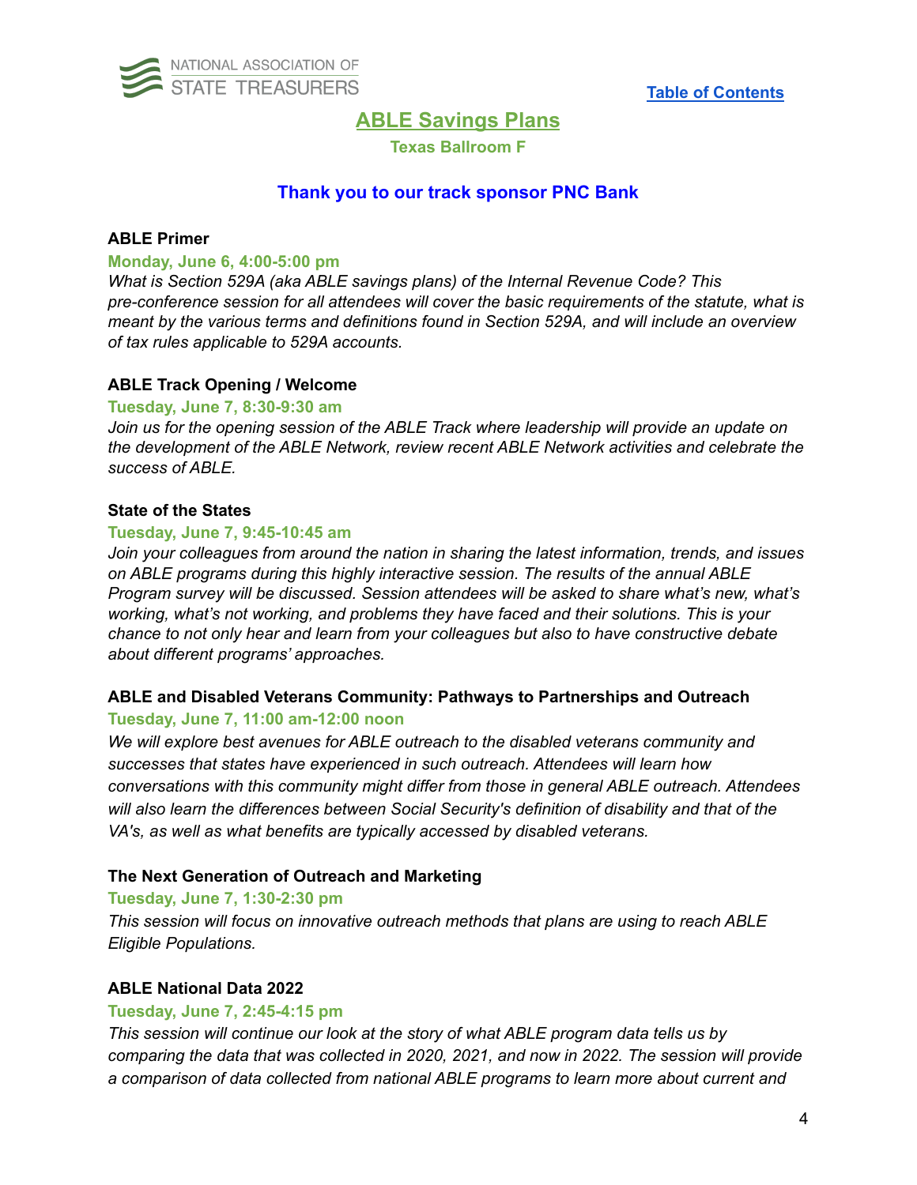Table of Contents

## ABLE Savings Plans

**Texas Ballroom F**

**Thank you to our track sponsor PNC Bank**

### ABLE Primer

**Monday, June 6, 4:00-5:00 pm**

*What is Section 529A (aka ABLE savings plans) of the Internal Revenue Code? This pre-conference session for all attendees will cover the basic requirements of the statute, what is meant by the various terms and definitions found in Section 529A, and will include an overview of tax rules applicable to 529A accounts.*

### ABLE Track Opening / Welcome

**Tuesday, June 7, 8:30-9:30 am**

*Join us for the opening session of the ABLE Track where leadership will provide an update on the development of the ABLE Network, review recent ABLE Network activities and celebrate the success of ABLE.*

### State of the States

**Tuesday, June 7, 9:45-10:45 am**

*Join your colleagues from around the nation in sharing the latest information, trends, and issues on ABLE programs during this highly interactive session. The results of the annual ABLE Program survey will be discussed. Session attendees will be asked to share what's new, what's working, what's not working, and problems they have faced and their solutions. This is your chance to not only hear and learn from your colleagues but also to have constructive debate about different programs' approaches.*

### ABLE and Disabled Veterans Community: Pathways to Partnerships and Outreach

**Tuesday, June 7, 11:00 am-12:00 noon**

*We will explore best avenues for ABLE outreach to the disabled veterans community and successes that states have experienced in such outreach. Attendees will learn how conversations with this community might differ from those in general ABLE outreach. Attendees will also learn the differences between Social Security's definition of disability and that of the VA's, as well as what benefits are typically accessed by disabled veterans.*

### The Next Generation of Outreach and Marketing

**Tuesday, June 7, 1:30-2:30 pm**

*This session will focus on innovative outreach methods that plans are using to reach ABLE Eligible Populations.*

### ABLE National Data 2022

**Tuesday, June 7, 2:45-4:15 pm**

*This session will continue our look at the story of what ABLE program data tells us by comparing the data that was collected in 2020, 2021, and now in 2022. The session will provide a comparison of data collected from national ABLE programs to learn more about current and*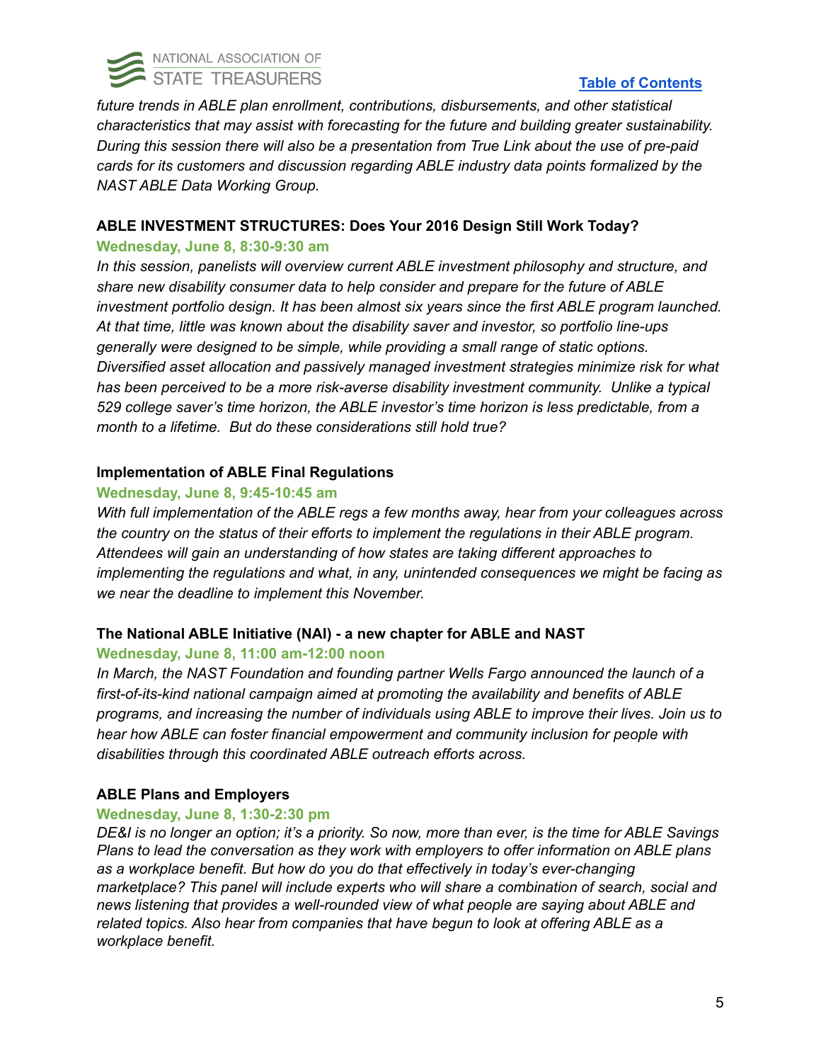*future trends in ABLE plan enrollment, contributions, disbursements, and other statistical characteristics that may assist with forecasting for the future and building greater sustainability. During this session there will also be a presentation from True Link about the use of pre-paid cards for its customers and discussion regarding ABLE industry data points formalized by the NAST ABLE Data Working Group.*

**ABLE INVESTMENT STRUCTURES: Does Your 2016 Design Still Work Today?**

**Wednesday, June 8, 8:30-9:30 am**

*In this session, panelists will overview current ABLE investment philosophy and structure, and share new disability consumer data to help consider and prepare for the future of ABLE investment portfolio design. It has been almost six years since the first ABLE program launched. At that time, little was known about the disability saver and investor, so portfolio line-ups generally were designed to be simple, while providing a small range of static options. Diversified asset allocation and passively managed investment strategies minimize risk for what has been perceived to be a more risk-averse disability investment community. Unlike a typical 529 college saver's time horizon, the ABLE investor's time horizon is less predictable, from a month to a lifetime. But do these considerations still hold true?*

**Implementation of ABLE Final Regulations**

**Wednesday, June 8, 9:45-10:45 am**

*With full implementation of the ABLE regs a few months away, hear from your colleagues across the country on the status of their efforts to implement the regulations in their ABLE program. Attendees will gain an understanding of how states are taking different approaches to implementing the regulations and what, in any, unintended consequences we might be facing as we near the deadline to implement this November.*

**The National ABLE Initiative (NAI) - a new chapter for ABLE and NAST**

**Wednesday, June 8, 11:00 am-12:00 noon**

*In March, the NAST Foundation and founding partner Wells Fargo announced the launch of a first-of-its-kind national campaign aimed at promoting the availability and benefits of ABLE programs, and increasing the number of individuals using ABLE to improve their lives. Join us to hear how ABLE can foster financial empowerment and community inclusion for people with disabilities through this coordinated ABLE outreach efforts across.*

**ABLE Plans and Employers**

**Wednesday, June 8, 1:30-2:30 pm**

*DE&I is no longer an option; it's a priority. So now, more than ever, is the time for ABLE Savings Plans to lead the conversation as they work with employers to offer information on ABLE plans as a workplace benefit. But how do you do that effectively in today's ever-changing marketplace? This panel will include experts who will share a combination of search, social and news listening that provides a well-rounded view of what people are saying about ABLE and related topics. Also hear from companies that have begun to look at offering ABLE as a workplace benefit.*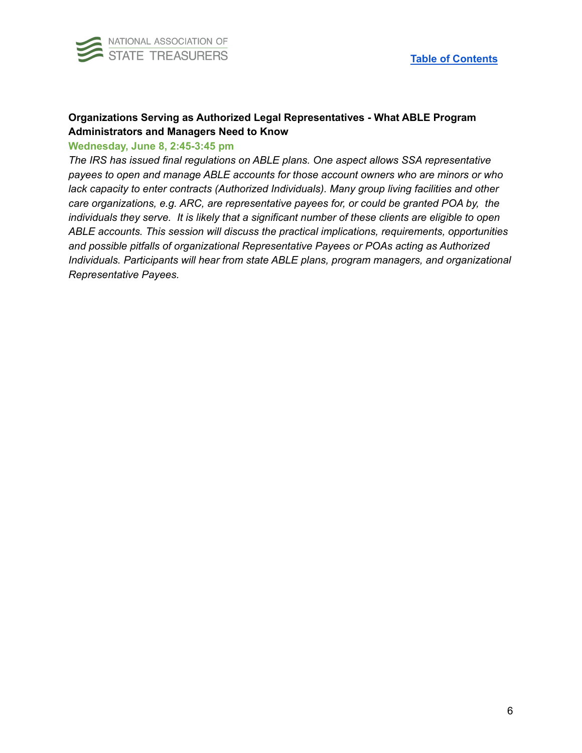**Organizations Serving as Authorized Legal Representatives - What ABLE Program Administrators and Managers Need to Know**

**Wednesday, June 8, 2:45-3:45 pm**

*The IRS has issued final regulations on ABLE plans. One aspect allows SSA representative payees to open and manage ABLE accounts for those account owners who are minors or who lack capacity to enter contracts (Authorized Individuals). Many group living facilities and other care organizations, e.g. ARC, are representative payees for, or could be granted POA by, the individuals they serve. It is likely that a significant number of these clients are eligible to open ABLE accounts. This session will discuss the practical implications, requirements, opportunities and possible pitfalls of organizational Representative Payees or POAs acting as Authorized Individuals. Participants will hear from state ABLE plans, program managers, and organizational Representative Payees.*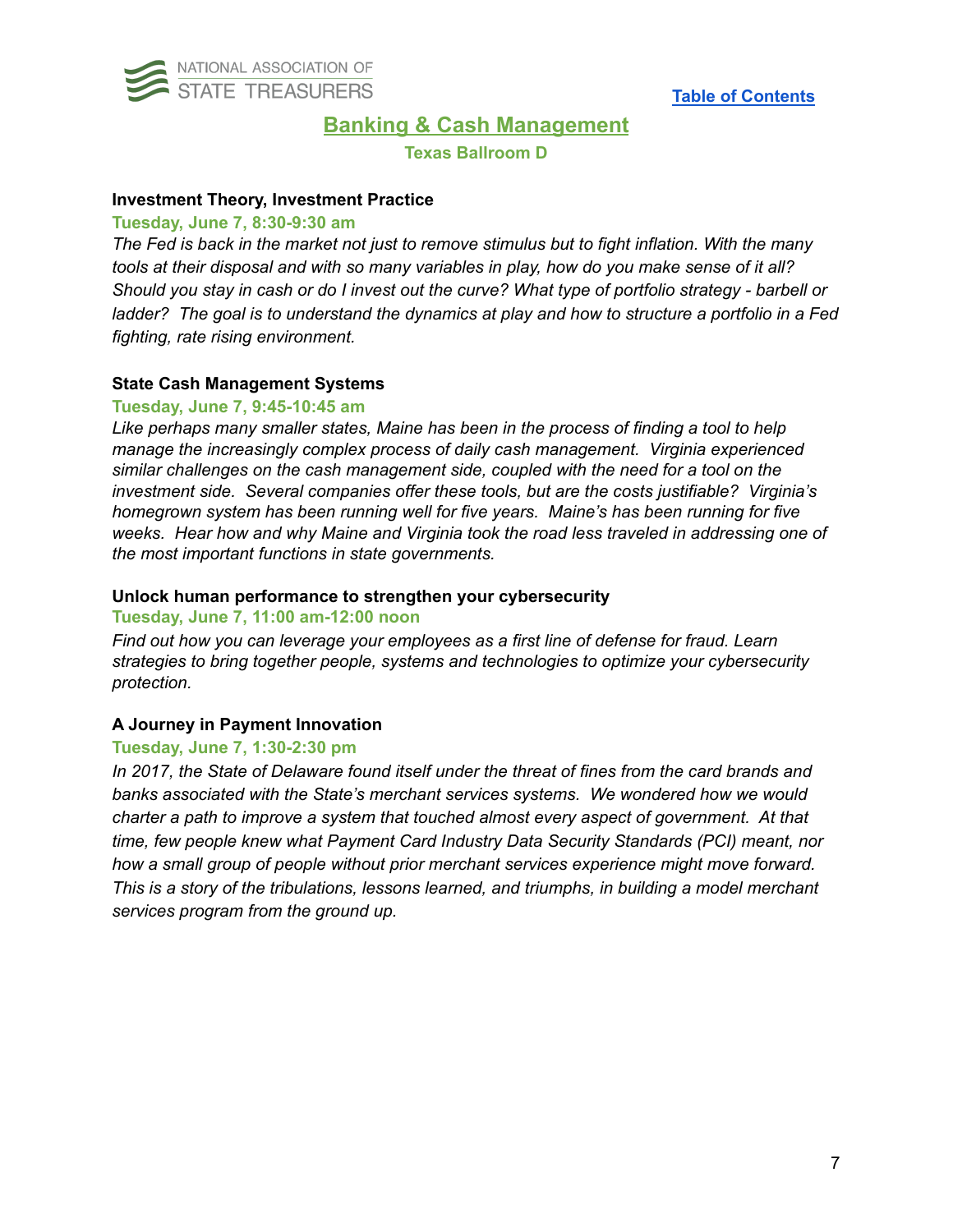[Table of Contents]

## Banking & Cash Management

**Texas Ballroom D**

### Investment Theory, Investment Practice

**Tuesday, June 7, 8:30-9:30 am**

*The Fed is back in the market not just to remove stimulus but to fight inflation. With the many tools at their disposal and with so many variables in play, how do you make sense of it all? Should you stay in cash or do I invest out the curve? What type of portfolio strategy - barbell or ladder? The goal is to understand the dynamics at play and how to structure a portfolio in a Fed fighting, rate rising environment.*

### State Cash Management Systems

**Tuesday, June 7, 9:45-10:45 am**

*Like perhaps many smaller states, Maine has been in the process of finding a tool to help manage the increasingly complex process of daily cash management. Virginia experienced similar challenges on the cash management side, coupled with the need for a tool on the investment side. Several companies offer these tools, but are the costs justifiable? Virginia's homegrown system has been running well for five years. Maine's has been running for five weeks. Hear how and why Maine and Virginia took the road less traveled in addressing one of the most important functions in state governments.*

### Unlock human performance to strengthen your cybersecurity

**Tuesday, June 7, 11:00 am-12:00 noon**

*Find out how you can leverage your employees as a first line of defense for fraud. Learn strategies to bring together people, systems and technologies to optimize your cybersecurity protection.*

### A Journey in Payment Innovation

**Tuesday, June 7, 1:30-2:30 pm**

*In 2017, the State of Delaware found itself under the threat of fines from the card brands and banks associated with the State's merchant services systems. We wondered how we would charter a path to improve a system that touched almost every aspect of government. At that time, few people knew what Payment Card Industry Data Security Standards (PCI) meant, nor how a small group of people without prior merchant services experience might move forward. This is a story of the tribulations, lessons learned, and triumphs, in building a model merchant services program from the ground up.*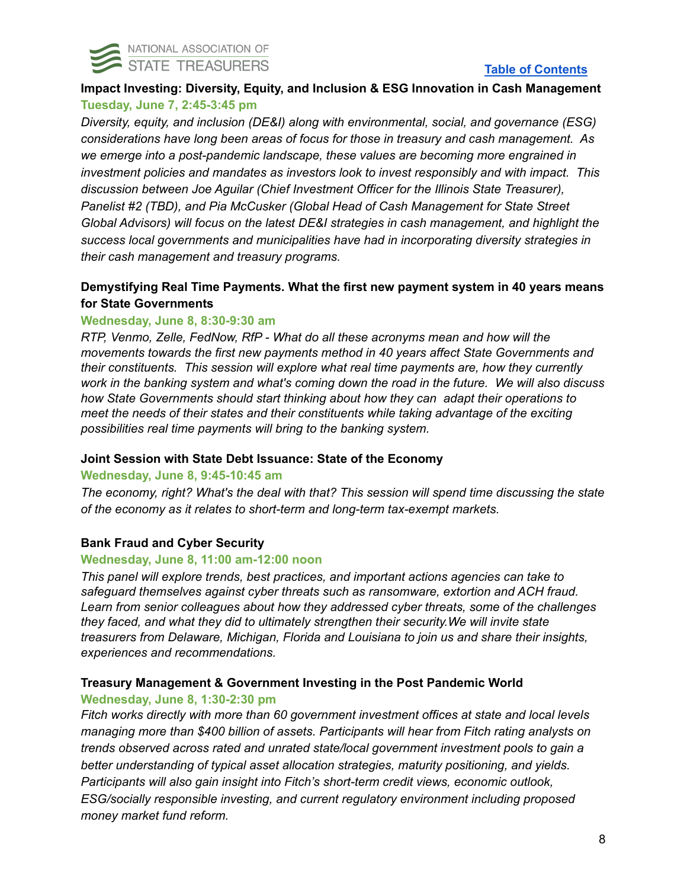[Table of Contents]

### Impact Investing: Diversity, Equity, and Inclusion & ESG Innovation in Cash Management

**Tuesday, June 7, 2:45-3:45 pm**

*Diversity, equity, and inclusion (DE&I) along with environmental, social, and governance (ESG) considerations have long been areas of focus for those in treasury and cash management. As we emerge into a post-pandemic landscape, these values are becoming more engrained in investment policies and mandates as investors look to invest responsibly and with impact. This discussion between Joe Aguilar (Chief Investment Officer for the Illinois State Treasurer), Panelist #2 (TBD), and Pia McCusker (Global Head of Cash Management for State Street Global Advisors) will focus on the latest DE&I strategies in cash management, and highlight the success local governments and municipalities have had in incorporating diversity strategies in their cash management and treasury programs.*

### Demystifying Real Time Payments. What the first new payment system in 40 years means for State Governments

**Wednesday, June 8, 8:30-9:30 am**

*RTP, Venmo, Zelle, FedNow, RfP - What do all these acronyms mean and how will the movements towards the first new payments method in 40 years affect State Governments and their constituents. This session will explore what real time payments are, how they currently work in the banking system and what's coming down the road in the future. We will also discuss how State Governments should start thinking about how they can adapt their operations to meet the needs of their states and their constituents while taking advantage of the exciting possibilities real time payments will bring to the banking system.*

### Joint Session with State Debt Issuance: State of the Economy

**Wednesday, June 8, 9:45-10:45 am**

*The economy, right? What's the deal with that? This session will spend time discussing the state of the economy as it relates to short-term and long-term tax-exempt markets.*

### Bank Fraud and Cyber Security

**Wednesday, June 8, 11:00 am-12:00 noon**

*This panel will explore trends, best practices, and important actions agencies can take to safeguard themselves against cyber threats such as ransomware, extortion and ACH fraud. Learn from senior colleagues about how they addressed cyber threats, some of the challenges they faced, and what they did to ultimately strengthen their security.We will invite state treasurers from Delaware, Michigan, Florida and Louisiana to join us and share their insights, experiences and recommendations.*

### Treasury Management & Government Investing in the Post Pandemic World

**Wednesday, June 8, 1:30-2:30 pm**

*Fitch works directly with more than 60 government investment offices at state and local levels managing more than $400 billion of assets. Participants will hear from Fitch rating analysts on trends observed across rated and unrated state/local government investment pools to gain a better understanding of typical asset allocation strategies, maturity positioning, and yields. Participants will also gain insight into Fitch's short-term credit views, economic outlook, ESG/socially responsible investing, and current regulatory environment including proposed money market fund reform.*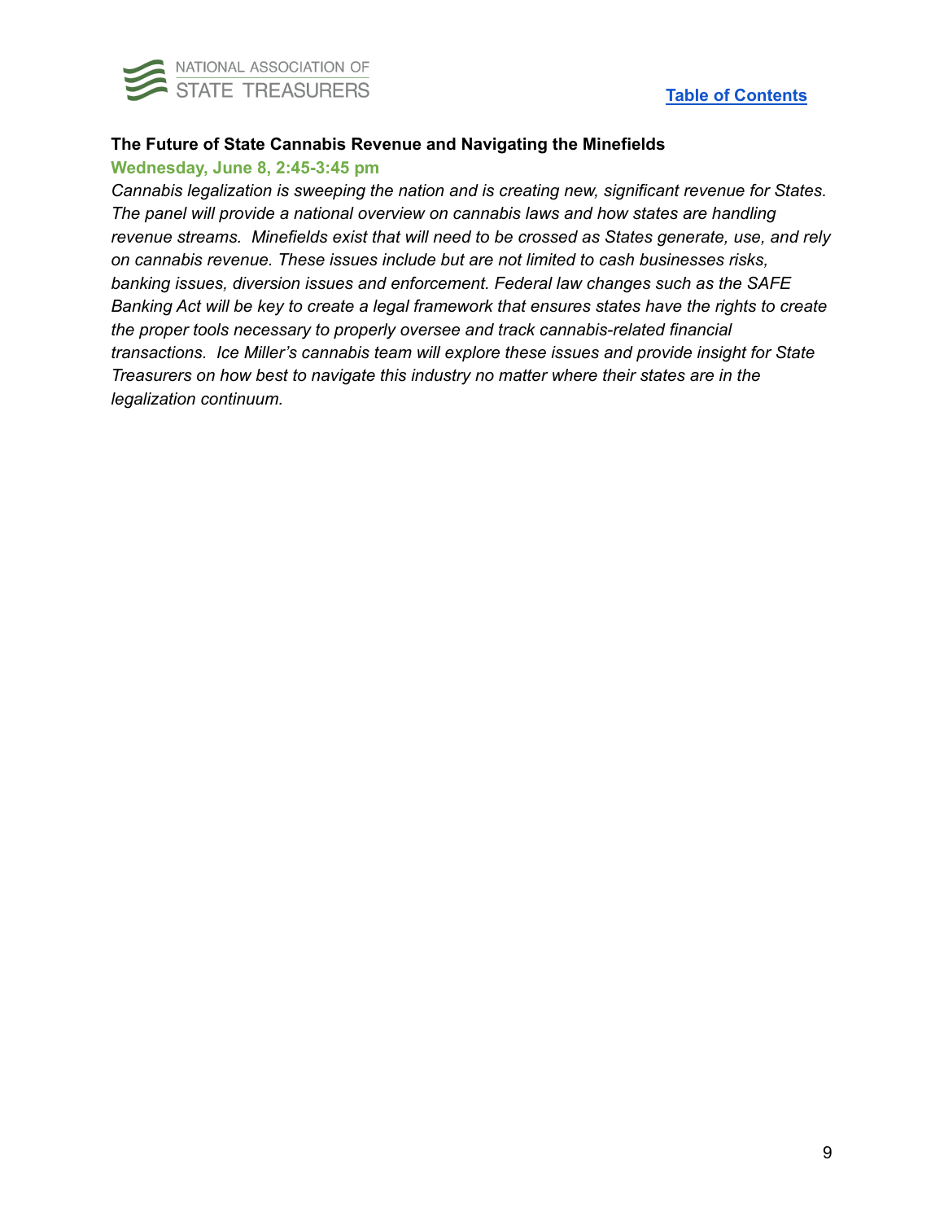**The Future of State Cannabis Revenue and Navigating the Minefields**

**Wednesday, June 8, 2:45-3:45 pm**

*Cannabis legalization is sweeping the nation and is creating new, significant revenue for States. The panel will provide a national overview on cannabis laws and how states are handling revenue streams. Minefields exist that will need to be crossed as States generate, use, and rely on cannabis revenue. These issues include but are not limited to cash businesses risks, banking issues, diversion issues and enforcement. Federal law changes such as the SAFE Banking Act will be key to create a legal framework that ensures states have the rights to create the proper tools necessary to properly oversee and track cannabis-related financial transactions. Ice Miller's cannabis team will explore these issues and provide insight for State Treasurers on how best to navigate this industry no matter where their states are in the legalization continuum.*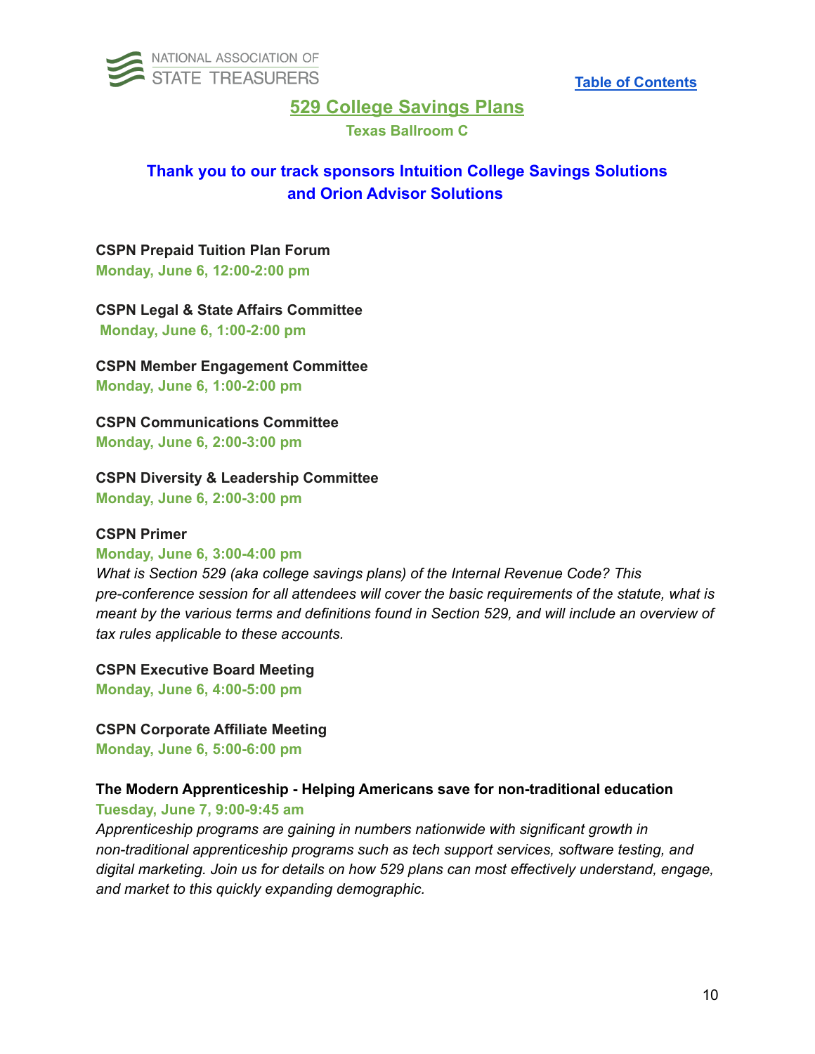NATIONAL ASSOCIATION OF STATE TREASURERS

Table of Contents

## 529 College Savings Plans

**Texas Ballroom C**

**Thank you to our track sponsors Intuition College Savings Solutions and Orion Advisor Solutions**

**CSPN Prepaid Tuition Plan Forum**
**Monday, June 6, 12:00-2:00 pm**

**CSPN Legal & State Affairs Committee**
**Monday, June 6, 1:00-2:00 pm**

**CSPN Member Engagement Committee**
**Monday, June 6, 1:00-2:00 pm**

**CSPN Communications Committee**
**Monday, June 6, 2:00-3:00 pm**

**CSPN Diversity & Leadership Committee**
**Monday, June 6, 2:00-3:00 pm**

**CSPN Primer**
**Monday, June 6, 3:00-4:00 pm**
*What is Section 529 (aka college savings plans) of the Internal Revenue Code? This pre-conference session for all attendees will cover the basic requirements of the statute, what is meant by the various terms and definitions found in Section 529, and will include an overview of tax rules applicable to these accounts.*

**CSPN Executive Board Meeting**
**Monday, June 6, 4:00-5:00 pm**

**CSPN Corporate Affiliate Meeting**
**Monday, June 6, 5:00-6:00 pm**

**The Modern Apprenticeship - Helping Americans save for non-traditional education**
**Tuesday, June 7, 9:00-9:45 am**
*Apprenticeship programs are gaining in numbers nationwide with significant growth in non-traditional apprenticeship programs such as tech support services, software testing, and digital marketing. Join us for details on how 529 plans can most effectively understand, engage, and market to this quickly expanding demographic.*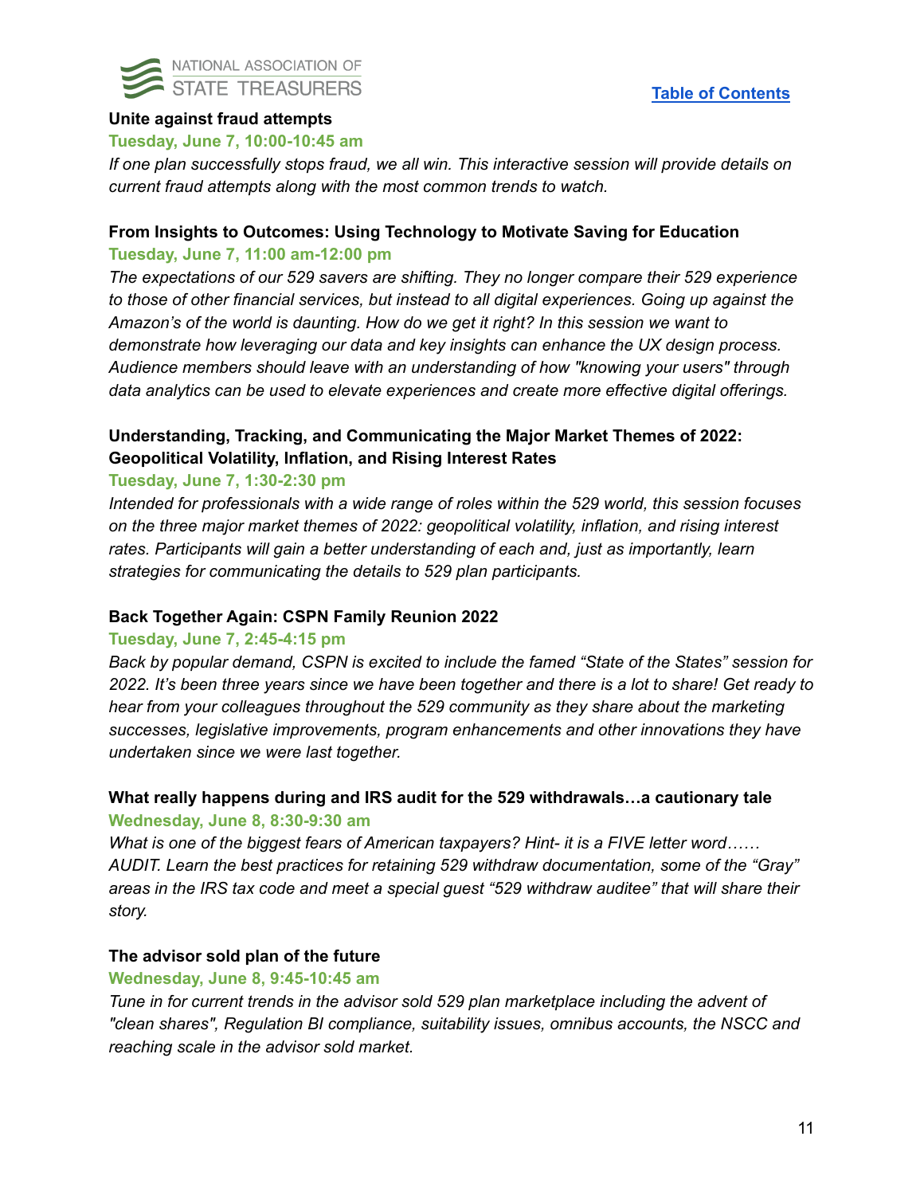[Table of Contents]

**Unite against fraud attempts**

**Tuesday, June 7, 10:00-10:45 am**

*If one plan successfully stops fraud, we all win. This interactive session will provide details on current fraud attempts along with the most common trends to watch.*

**From Insights to Outcomes: Using Technology to Motivate Saving for Education**

**Tuesday, June 7, 11:00 am-12:00 pm**

*The expectations of our 529 savers are shifting. They no longer compare their 529 experience to those of other financial services, but instead to all digital experiences. Going up against the Amazon's of the world is daunting. How do we get it right? In this session we want to demonstrate how leveraging our data and key insights can enhance the UX design process. Audience members should leave with an understanding of how "knowing your users" through data analytics can be used to elevate experiences and create more effective digital offerings.*

**Understanding, Tracking, and Communicating the Major Market Themes of 2022: Geopolitical Volatility, Inflation, and Rising Interest Rates**

**Tuesday, June 7, 1:30-2:30 pm**

*Intended for professionals with a wide range of roles within the 529 world, this session focuses on the three major market themes of 2022: geopolitical volatility, inflation, and rising interest rates. Participants will gain a better understanding of each and, just as importantly, learn strategies for communicating the details to 529 plan participants.*

**Back Together Again: CSPN Family Reunion 2022**

**Tuesday, June 7, 2:45-4:15 pm**

*Back by popular demand, CSPN is excited to include the famed "State of the States" session for 2022. It's been three years since we have been together and there is a lot to share! Get ready to hear from your colleagues throughout the 529 community as they share about the marketing successes, legislative improvements, program enhancements and other innovations they have undertaken since we were last together.*

**What really happens during and IRS audit for the 529 withdrawals…a cautionary tale**

**Wednesday, June 8, 8:30-9:30 am**

*What is one of the biggest fears of American taxpayers? Hint- it is a FIVE letter word…… AUDIT. Learn the best practices for retaining 529 withdraw documentation, some of the "Gray" areas in the IRS tax code and meet a special guest "529 withdraw auditee" that will share their story.*

**The advisor sold plan of the future**

**Wednesday, June 8, 9:45-10:45 am**

*Tune in for current trends in the advisor sold 529 plan marketplace including the advent of "clean shares", Regulation BI compliance, suitability issues, omnibus accounts, the NSCC and reaching scale in the advisor sold market.*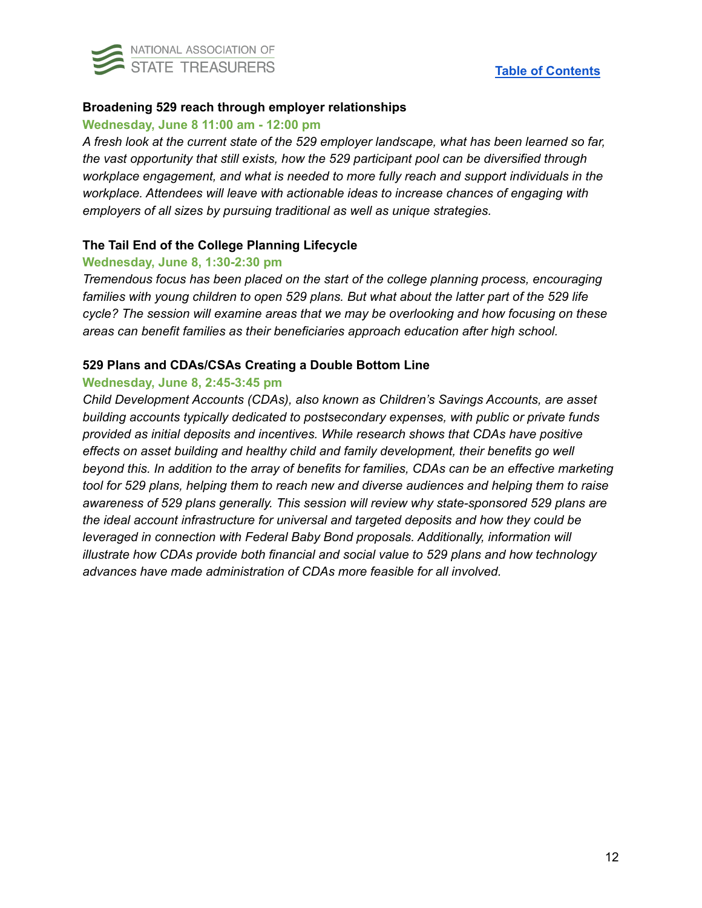### Broadening 529 reach through employer relationships

**Wednesday, June 8 11:00 am - 12:00 pm**

*A fresh look at the current state of the 529 employer landscape, what has been learned so far, the vast opportunity that still exists, how the 529 participant pool can be diversified through workplace engagement, and what is needed to more fully reach and support individuals in the workplace. Attendees will leave with actionable ideas to increase chances of engaging with employers of all sizes by pursuing traditional as well as unique strategies.*

### The Tail End of the College Planning Lifecycle

**Wednesday, June 8, 1:30-2:30 pm**

*Tremendous focus has been placed on the start of the college planning process, encouraging families with young children to open 529 plans. But what about the latter part of the 529 life cycle? The session will examine areas that we may be overlooking and how focusing on these areas can benefit families as their beneficiaries approach education after high school.*

### 529 Plans and CDAs/CSAs Creating a Double Bottom Line

**Wednesday, June 8, 2:45-3:45 pm**

*Child Development Accounts (CDAs), also known as Children's Savings Accounts, are asset building accounts typically dedicated to postsecondary expenses, with public or private funds provided as initial deposits and incentives. While research shows that CDAs have positive effects on asset building and healthy child and family development, their benefits go well beyond this. In addition to the array of benefits for families, CDAs can be an effective marketing tool for 529 plans, helping them to reach new and diverse audiences and helping them to raise awareness of 529 plans generally. This session will review why state-sponsored 529 plans are the ideal account infrastructure for universal and targeted deposits and how they could be leveraged in connection with Federal Baby Bond proposals. Additionally, information will illustrate how CDAs provide both financial and social value to 529 plans and how technology advances have made administration of CDAs more feasible for all involved.*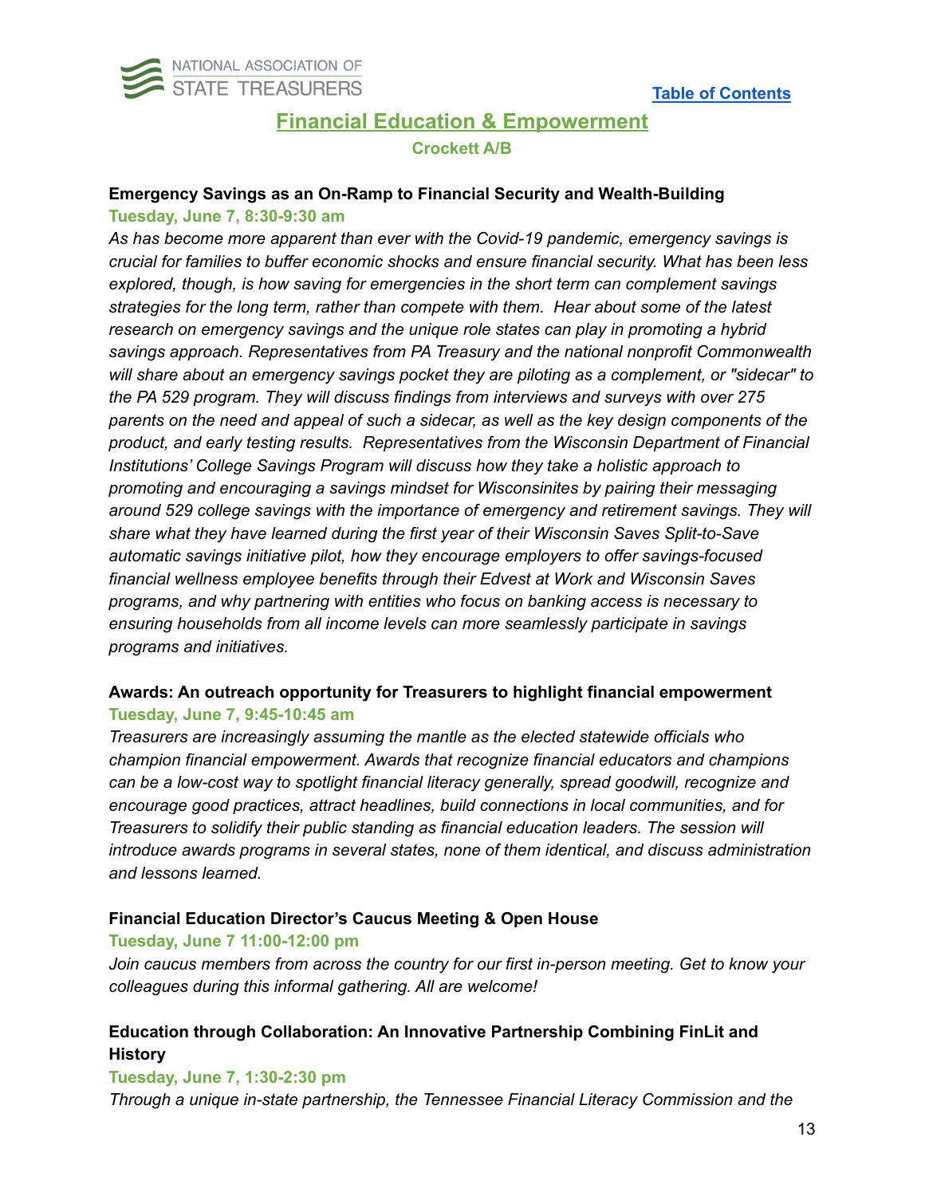[Table of Contents]

## Financial Education & Empowerment

**Crockett A/B**

### Emergency Savings as an On-Ramp to Financial Security and Wealth-Building

**Tuesday, June 7, 8:30-9:30 am**

*As has become more apparent than ever with the Covid-19 pandemic, emergency savings is crucial for families to buffer economic shocks and ensure financial security. What has been less explored, though, is how saving for emergencies in the short term can complement savings strategies for the long term, rather than compete with them. Hear about some of the latest research on emergency savings and the unique role states can play in promoting a hybrid savings approach. Representatives from PA Treasury and the national nonprofit Commonwealth will share about an emergency savings pocket they are piloting as a complement, or "sidecar" to the PA 529 program. They will discuss findings from interviews and surveys with over 275 parents on the need and appeal of such a sidecar, as well as the key design components of the product, and early testing results. Representatives from the Wisconsin Department of Financial Institutions' College Savings Program will discuss how they take a holistic approach to promoting and encouraging a savings mindset for Wisconsinites by pairing their messaging around 529 college savings with the importance of emergency and retirement savings. They will share what they have learned during the first year of their Wisconsin Saves Split-to-Save automatic savings initiative pilot, how they encourage employers to offer savings-focused financial wellness employee benefits through their Edvest at Work and Wisconsin Saves programs, and why partnering with entities who focus on banking access is necessary to ensuring households from all income levels can more seamlessly participate in savings programs and initiatives.*

### Awards: An outreach opportunity for Treasurers to highlight financial empowerment

**Tuesday, June 7, 9:45-10:45 am**

*Treasurers are increasingly assuming the mantle as the elected statewide officials who champion financial empowerment. Awards that recognize financial educators and champions can be a low-cost way to spotlight financial literacy generally, spread goodwill, recognize and encourage good practices, attract headlines, build connections in local communities, and for Treasurers to solidify their public standing as financial education leaders. The session will introduce awards programs in several states, none of them identical, and discuss administration and lessons learned.*

### Financial Education Director's Caucus Meeting & Open House

**Tuesday, June 7 11:00-12:00 pm**

*Join caucus members from across the country for our first in-person meeting. Get to know your colleagues during this informal gathering. All are welcome!*

### Education through Collaboration: An Innovative Partnership Combining FinLit and History

**Tuesday, June 7, 1:30-2:30 pm**

*Through a unique in-state partnership, the Tennessee Financial Literacy Commission and the*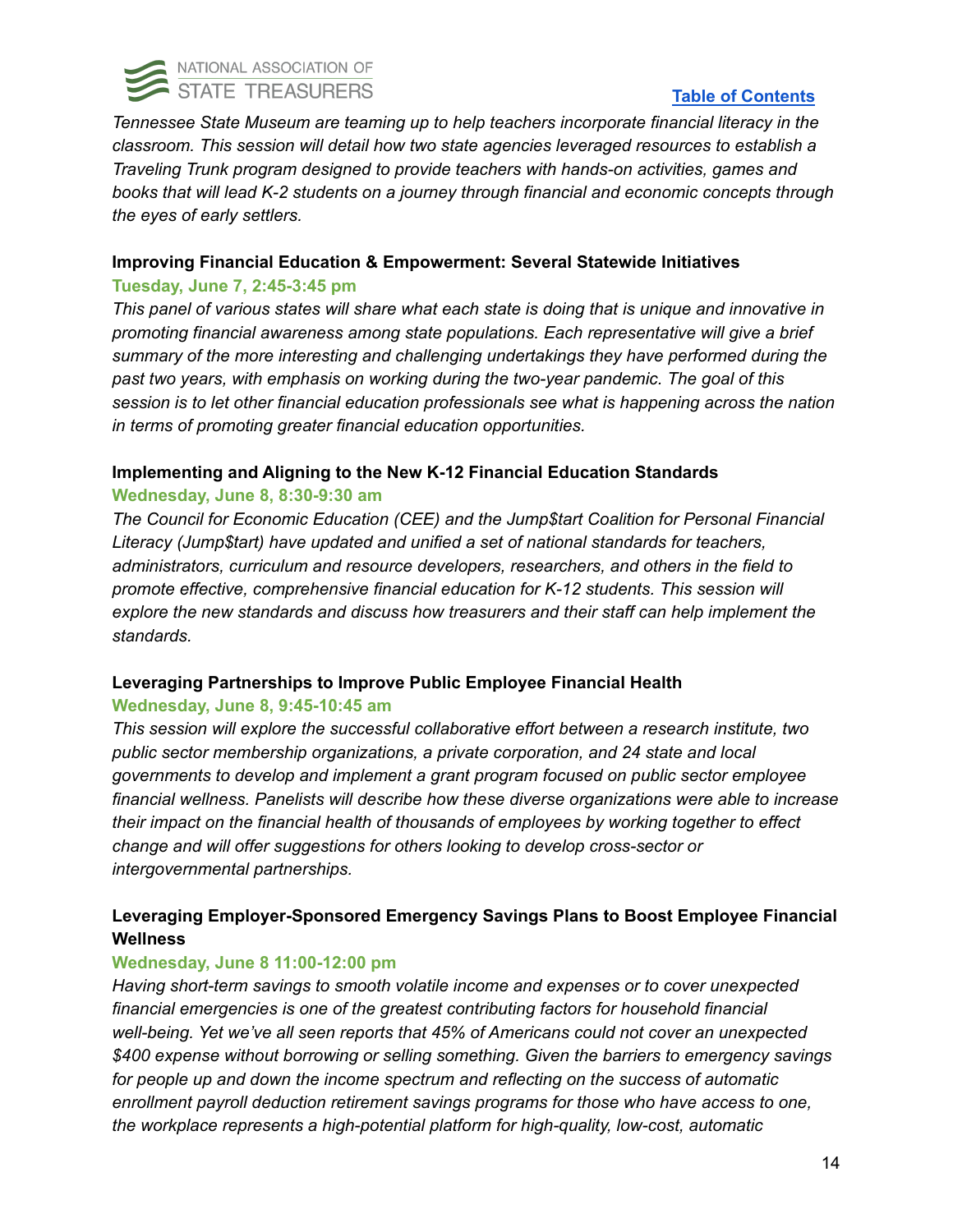*Tennessee State Museum are teaming up to help teachers incorporate financial literacy in the classroom. This session will detail how two state agencies leveraged resources to establish a Traveling Trunk program designed to provide teachers with hands-on activities, games and books that will lead K-2 students on a journey through financial and economic concepts through the eyes of early settlers.*

**Improving Financial Education & Empowerment: Several Statewide Initiatives**

**Tuesday, June 7, 2:45-3:45 pm**

*This panel of various states will share what each state is doing that is unique and innovative in promoting financial awareness among state populations. Each representative will give a brief summary of the more interesting and challenging undertakings they have performed during the past two years, with emphasis on working during the two-year pandemic. The goal of this session is to let other financial education professionals see what is happening across the nation in terms of promoting greater financial education opportunities.*

**Implementing and Aligning to the New K-12 Financial Education Standards**

**Wednesday, June 8, 8:30-9:30 am**

*The Council for Economic Education (CEE) and the Jump$tart Coalition for Personal Financial Literacy (Jump$tart) have updated and unified a set of national standards for teachers, administrators, curriculum and resource developers, researchers, and others in the field to promote effective, comprehensive financial education for K-12 students. This session will explore the new standards and discuss how treasurers and their staff can help implement the standards.*

**Leveraging Partnerships to Improve Public Employee Financial Health**

**Wednesday, June 8, 9:45-10:45 am**

*This session will explore the successful collaborative effort between a research institute, two public sector membership organizations, a private corporation, and 24 state and local governments to develop and implement a grant program focused on public sector employee financial wellness. Panelists will describe how these diverse organizations were able to increase their impact on the financial health of thousands of employees by working together to effect change and will offer suggestions for others looking to develop cross-sector or intergovernmental partnerships.*

**Leveraging Employer-Sponsored Emergency Savings Plans to Boost Employee Financial Wellness**

**Wednesday, June 8 11:00-12:00 pm**

*Having short-term savings to smooth volatile income and expenses or to cover unexpected financial emergencies is one of the greatest contributing factors for household financial well-being. Yet we've all seen reports that 45% of Americans could not cover an unexpected $400 expense without borrowing or selling something. Given the barriers to emergency savings for people up and down the income spectrum and reflecting on the success of automatic enrollment payroll deduction retirement savings programs for those who have access to one, the workplace represents a high-potential platform for high-quality, low-cost, automatic*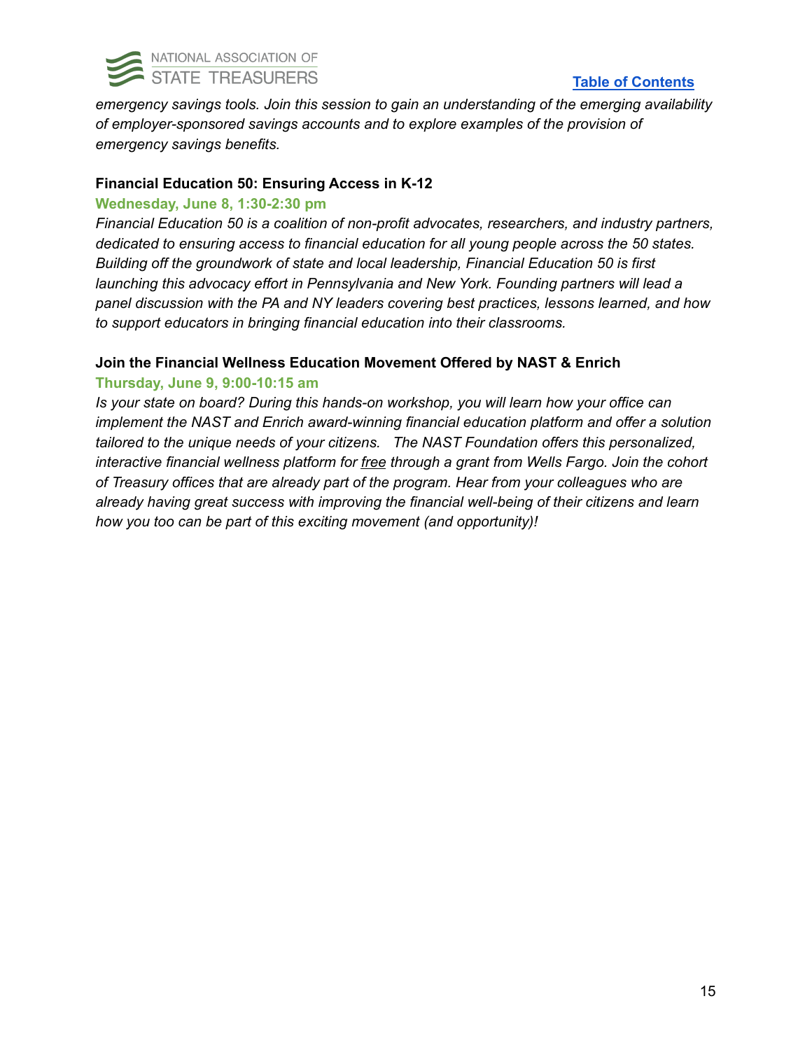*emergency savings tools. Join this session to gain an understanding of the emerging availability of employer-sponsored savings accounts and to explore examples of the provision of emergency savings benefits.*

**Financial Education 50: Ensuring Access in K-12**

**Wednesday, June 8, 1:30-2:30 pm**

*Financial Education 50 is a coalition of non-profit advocates, researchers, and industry partners, dedicated to ensuring access to financial education for all young people across the 50 states. Building off the groundwork of state and local leadership, Financial Education 50 is first launching this advocacy effort in Pennsylvania and New York. Founding partners will lead a panel discussion with the PA and NY leaders covering best practices, lessons learned, and how to support educators in bringing financial education into their classrooms.*

**Join the Financial Wellness Education Movement Offered by NAST & Enrich**

**Thursday, June 9, 9:00-10:15 am**

*Is your state on board? During this hands-on workshop, you will learn how your office can implement the NAST and Enrich award-winning financial education platform and offer a solution tailored to the unique needs of your citizens. The NAST Foundation offers this personalized, interactive financial wellness platform for free through a grant from Wells Fargo. Join the cohort of Treasury offices that are already part of the program. Hear from your colleagues who are already having great success with improving the financial well-being of their citizens and learn how you too can be part of this exciting movement (and opportunity)!*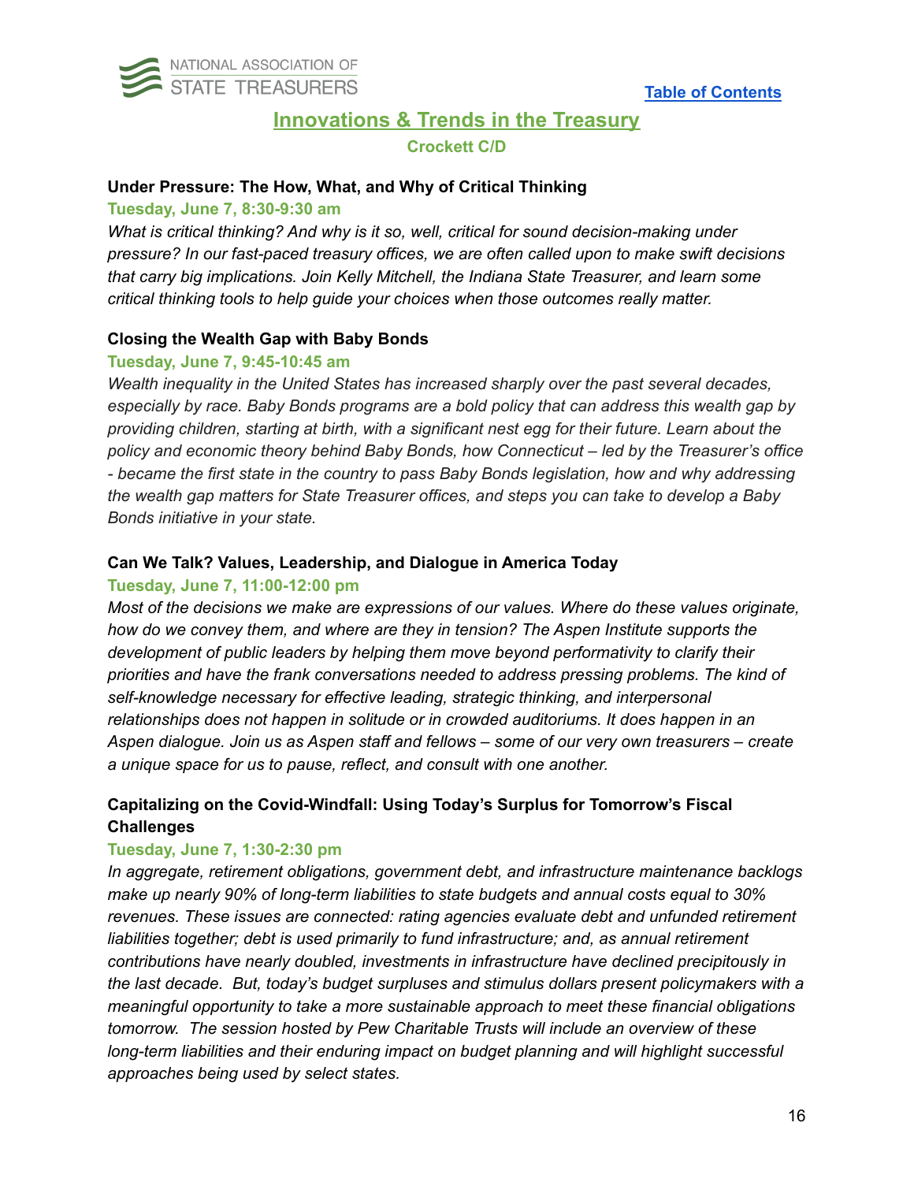[Table of Contents]

## Innovations & Trends in the Treasury

**Crockett C/D**

### Under Pressure: The How, What, and Why of Critical Thinking

**Tuesday, June 7, 8:30-9:30 am**

*What is critical thinking? And why is it so, well, critical for sound decision-making under pressure? In our fast-paced treasury offices, we are often called upon to make swift decisions that carry big implications. Join Kelly Mitchell, the Indiana State Treasurer, and learn some critical thinking tools to help guide your choices when those outcomes really matter.*

### Closing the Wealth Gap with Baby Bonds

**Tuesday, June 7, 9:45-10:45 am**

*Wealth inequality in the United States has increased sharply over the past several decades, especially by race. Baby Bonds programs are a bold policy that can address this wealth gap by providing children, starting at birth, with a significant nest egg for their future. Learn about the policy and economic theory behind Baby Bonds, how Connecticut – led by the Treasurer's office - became the first state in the country to pass Baby Bonds legislation, how and why addressing the wealth gap matters for State Treasurer offices, and steps you can take to develop a Baby Bonds initiative in your state.*

### Can We Talk? Values, Leadership, and Dialogue in America Today

**Tuesday, June 7, 11:00-12:00 pm**

*Most of the decisions we make are expressions of our values. Where do these values originate, how do we convey them, and where are they in tension? The Aspen Institute supports the development of public leaders by helping them move beyond performativity to clarify their priorities and have the frank conversations needed to address pressing problems. The kind of self-knowledge necessary for effective leading, strategic thinking, and interpersonal relationships does not happen in solitude or in crowded auditoriums. It does happen in an Aspen dialogue. Join us as Aspen staff and fellows – some of our very own treasurers – create a unique space for us to pause, reflect, and consult with one another.*

### Capitalizing on the Covid-Windfall: Using Today's Surplus for Tomorrow's Fiscal Challenges

**Tuesday, June 7, 1:30-2:30 pm**

*In aggregate, retirement obligations, government debt, and infrastructure maintenance backlogs make up nearly 90% of long-term liabilities to state budgets and annual costs equal to 30% revenues. These issues are connected: rating agencies evaluate debt and unfunded retirement liabilities together; debt is used primarily to fund infrastructure; and, as annual retirement contributions have nearly doubled, investments in infrastructure have declined precipitously in the last decade. But, today's budget surpluses and stimulus dollars present policymakers with a meaningful opportunity to take a more sustainable approach to meet these financial obligations tomorrow. The session hosted by Pew Charitable Trusts will include an overview of these long-term liabilities and their enduring impact on budget planning and will highlight successful approaches being used by select states.*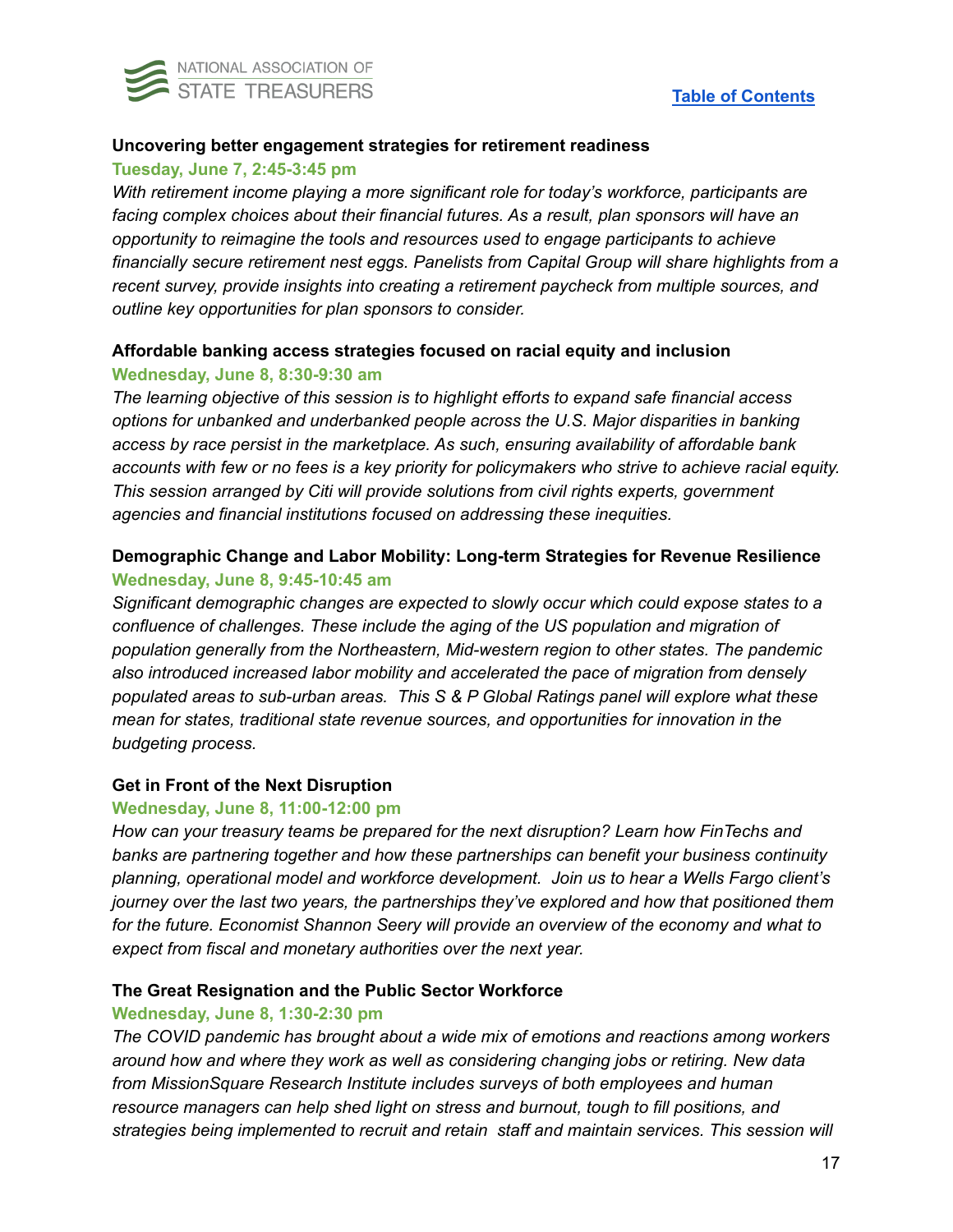**Uncovering better engagement strategies for retirement readiness**

**Tuesday, June 7, 2:45-3:45 pm**

*With retirement income playing a more significant role for today's workforce, participants are facing complex choices about their financial futures. As a result, plan sponsors will have an opportunity to reimagine the tools and resources used to engage participants to achieve financially secure retirement nest eggs. Panelists from Capital Group will share highlights from a recent survey, provide insights into creating a retirement paycheck from multiple sources, and outline key opportunities for plan sponsors to consider.*

**Affordable banking access strategies focused on racial equity and inclusion**

**Wednesday, June 8, 8:30-9:30 am**

*The learning objective of this session is to highlight efforts to expand safe financial access options for unbanked and underbanked people across the U.S. Major disparities in banking access by race persist in the marketplace. As such, ensuring availability of affordable bank accounts with few or no fees is a key priority for policymakers who strive to achieve racial equity. This session arranged by Citi will provide solutions from civil rights experts, government agencies and financial institutions focused on addressing these inequities.*

**Demographic Change and Labor Mobility: Long-term Strategies for Revenue Resilience**

**Wednesday, June 8, 9:45-10:45 am**

*Significant demographic changes are expected to slowly occur which could expose states to a confluence of challenges. These include the aging of the US population and migration of population generally from the Northeastern, Mid-western region to other states. The pandemic also introduced increased labor mobility and accelerated the pace of migration from densely populated areas to sub-urban areas. This S & P Global Ratings panel will explore what these mean for states, traditional state revenue sources, and opportunities for innovation in the budgeting process.*

**Get in Front of the Next Disruption**

**Wednesday, June 8, 11:00-12:00 pm**

*How can your treasury teams be prepared for the next disruption? Learn how FinTechs and banks are partnering together and how these partnerships can benefit your business continuity planning, operational model and workforce development. Join us to hear a Wells Fargo client's journey over the last two years, the partnerships they've explored and how that positioned them for the future. Economist Shannon Seery will provide an overview of the economy and what to expect from fiscal and monetary authorities over the next year.*

**The Great Resignation and the Public Sector Workforce**

**Wednesday, June 8, 1:30-2:30 pm**

*The COVID pandemic has brought about a wide mix of emotions and reactions among workers around how and where they work as well as considering changing jobs or retiring. New data from MissionSquare Research Institute includes surveys of both employees and human resource managers can help shed light on stress and burnout, tough to fill positions, and strategies being implemented to recruit and retain staff and maintain services. This session will*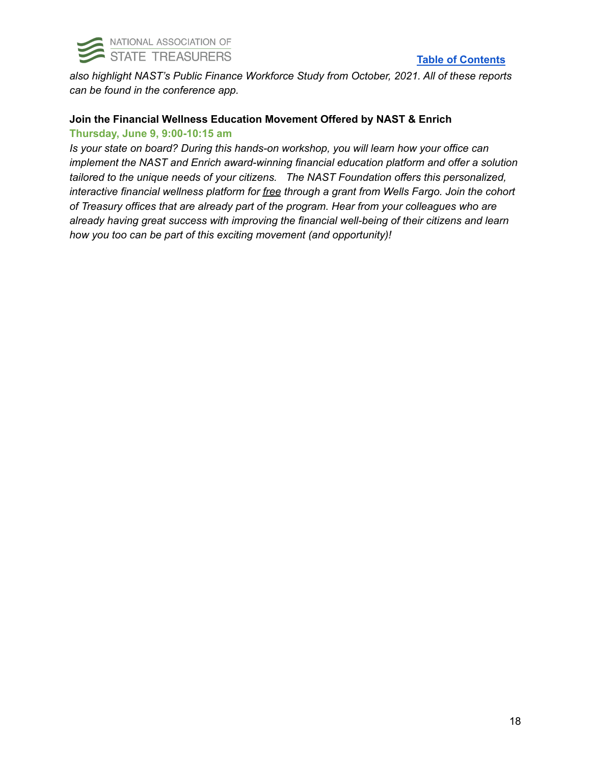*also highlight NAST's Public Finance Workforce Study from October, 2021. All of these reports can be found in the conference app.*

**Join the Financial Wellness Education Movement Offered by NAST & Enrich**

**Thursday, June 9, 9:00-10:15 am**

*Is your state on board? During this hands-on workshop, you will learn how your office can implement the NAST and Enrich award-winning financial education platform and offer a solution tailored to the unique needs of your citizens. The NAST Foundation offers this personalized, interactive financial wellness platform for free through a grant from Wells Fargo. Join the cohort of Treasury offices that are already part of the program. Hear from your colleagues who are already having great success with improving the financial well-being of their citizens and learn how you too can be part of this exciting movement (and opportunity)!*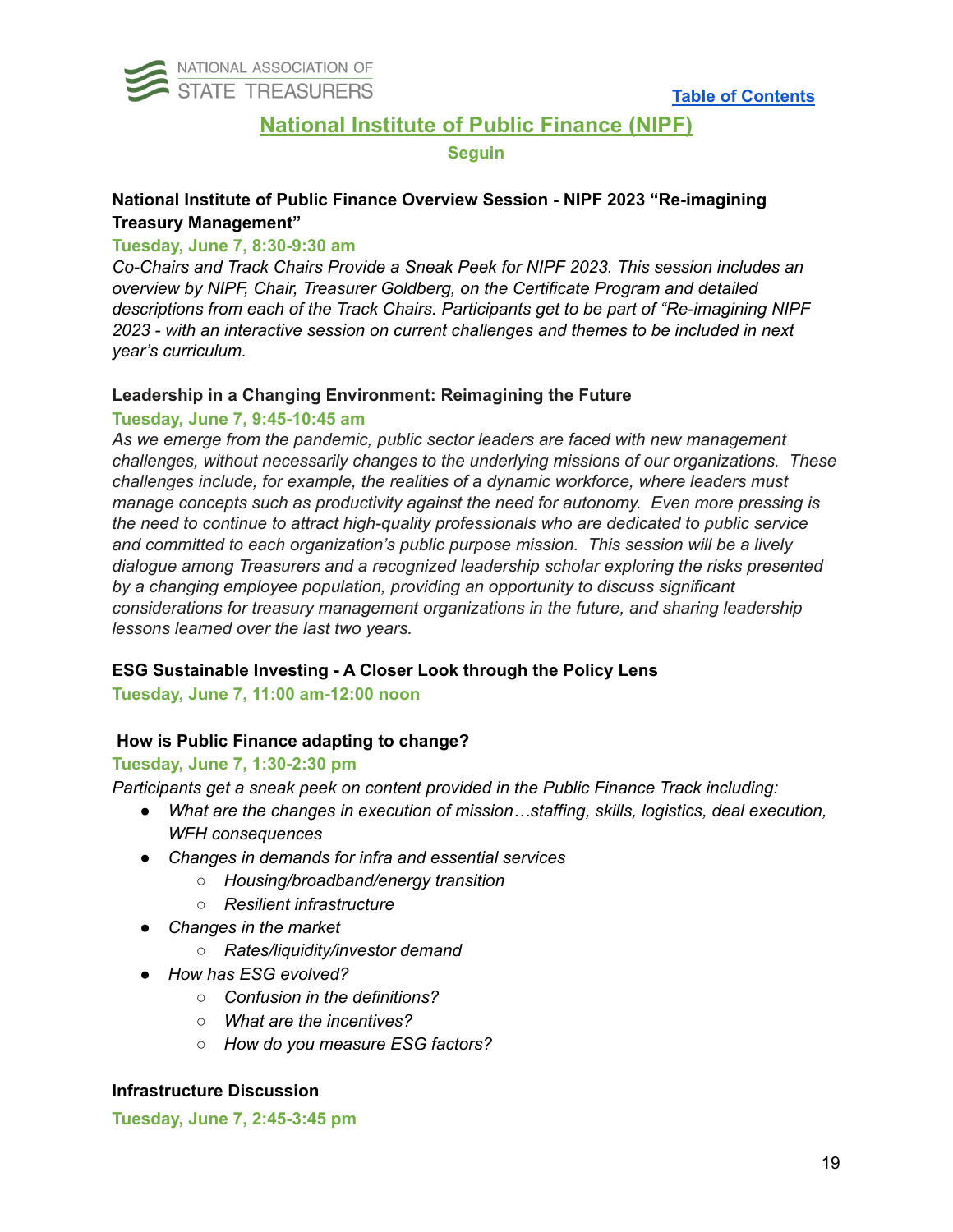[Table of Contents](#)

## National Institute of Public Finance (NIPF)

**Seguin**

### National Institute of Public Finance Overview Session - NIPF 2023 "Re-imagining Treasury Management"

**Tuesday, June 7, 8:30-9:30 am**

*Co-Chairs and Track Chairs Provide a Sneak Peek for NIPF 2023. This session includes an overview by NIPF, Chair, Treasurer Goldberg, on the Certificate Program and detailed descriptions from each of the Track Chairs. Participants get to be part of "Re-imagining NIPF 2023 - with an interactive session on current challenges and themes to be included in next year's curriculum.*

### Leadership in a Changing Environment: Reimagining the Future

**Tuesday, June 7, 9:45-10:45 am**

*As we emerge from the pandemic, public sector leaders are faced with new management challenges, without necessarily changes to the underlying missions of our organizations. These challenges include, for example, the realities of a dynamic workforce, where leaders must manage concepts such as productivity against the need for autonomy. Even more pressing is the need to continue to attract high-quality professionals who are dedicated to public service and committed to each organization's public purpose mission. This session will be a lively dialogue among Treasurers and a recognized leadership scholar exploring the risks presented by a changing employee population, providing an opportunity to discuss significant considerations for treasury management organizations in the future, and sharing leadership lessons learned over the last two years.*

### ESG Sustainable Investing - A Closer Look through the Policy Lens

**Tuesday, June 7, 11:00 am-12:00 noon**

### How is Public Finance adapting to change?

**Tuesday, June 7, 1:30-2:30 pm**

*Participants get a sneak peek on content provided in the Public Finance Track including:*

- *What are the changes in execution of mission…staffing, skills, logistics, deal execution, WFH consequences*
- *Changes in demands for infra and essential services*
  - *Housing/broadband/energy transition*
  - *Resilient infrastructure*
- *Changes in the market*
  - *Rates/liquidity/investor demand*
- *How has ESG evolved?*
  - *Confusion in the definitions?*
  - *What are the incentives?*
  - *How do you measure ESG factors?*

### Infrastructure Discussion

**Tuesday, June 7, 2:45-3:45 pm**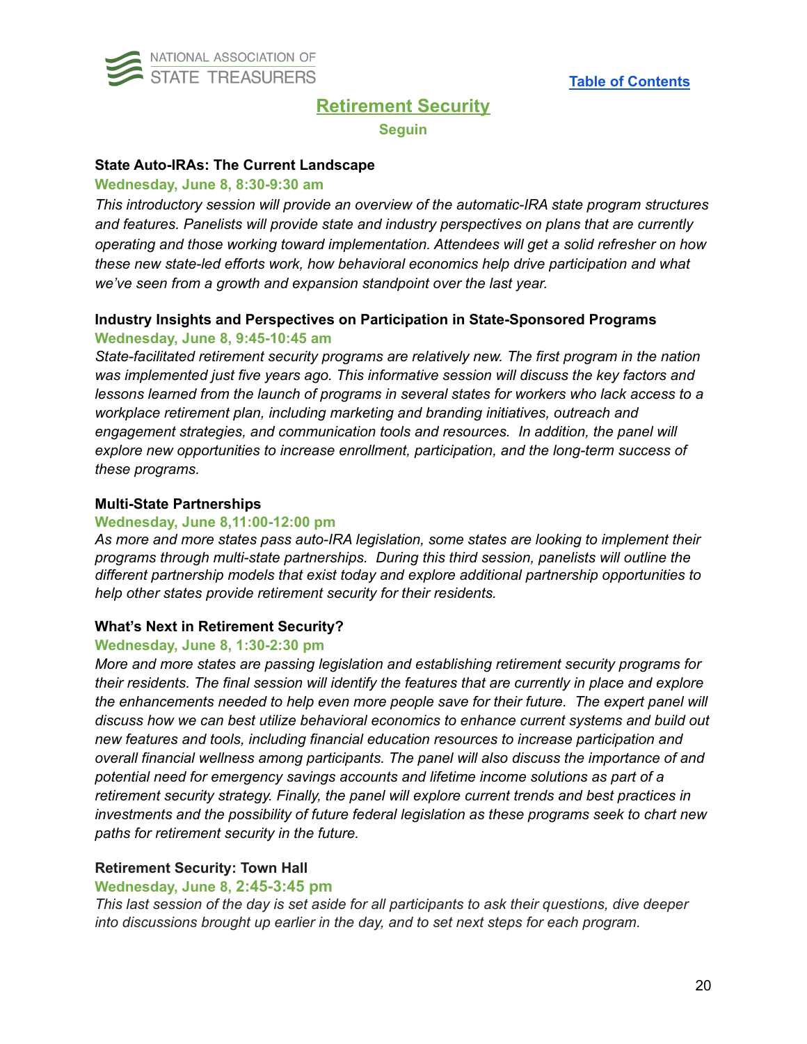[Table of Contents]

## Retirement Security

**Seguin**

**State Auto-IRAs: The Current Landscape**

**Wednesday, June 8, 8:30-9:30 am**

*This introductory session will provide an overview of the automatic-IRA state program structures and features. Panelists will provide state and industry perspectives on plans that are currently operating and those working toward implementation. Attendees will get a solid refresher on how these new state-led efforts work, how behavioral economics help drive participation and what we've seen from a growth and expansion standpoint over the last year.*

**Industry Insights and Perspectives on Participation in State-Sponsored Programs**

**Wednesday, June 8, 9:45-10:45 am**

*State-facilitated retirement security programs are relatively new. The first program in the nation was implemented just five years ago. This informative session will discuss the key factors and lessons learned from the launch of programs in several states for workers who lack access to a workplace retirement plan, including marketing and branding initiatives, outreach and engagement strategies, and communication tools and resources. In addition, the panel will explore new opportunities to increase enrollment, participation, and the long-term success of these programs.*

**Multi-State Partnerships**

**Wednesday, June 8,11:00-12:00 pm**

*As more and more states pass auto-IRA legislation, some states are looking to implement their programs through multi-state partnerships. During this third session, panelists will outline the different partnership models that exist today and explore additional partnership opportunities to help other states provide retirement security for their residents.*

**What's Next in Retirement Security?**

**Wednesday, June 8, 1:30-2:30 pm**

*More and more states are passing legislation and establishing retirement security programs for their residents. The final session will identify the features that are currently in place and explore the enhancements needed to help even more people save for their future. The expert panel will discuss how we can best utilize behavioral economics to enhance current systems and build out new features and tools, including financial education resources to increase participation and overall financial wellness among participants. The panel will also discuss the importance of and potential need for emergency savings accounts and lifetime income solutions as part of a retirement security strategy. Finally, the panel will explore current trends and best practices in investments and the possibility of future federal legislation as these programs seek to chart new paths for retirement security in the future.*

**Retirement Security: Town Hall**

**Wednesday, June 8, 2:45-3:45 pm**

*This last session of the day is set aside for all participants to ask their questions, dive deeper into discussions brought up earlier in the day, and to set next steps for each program.*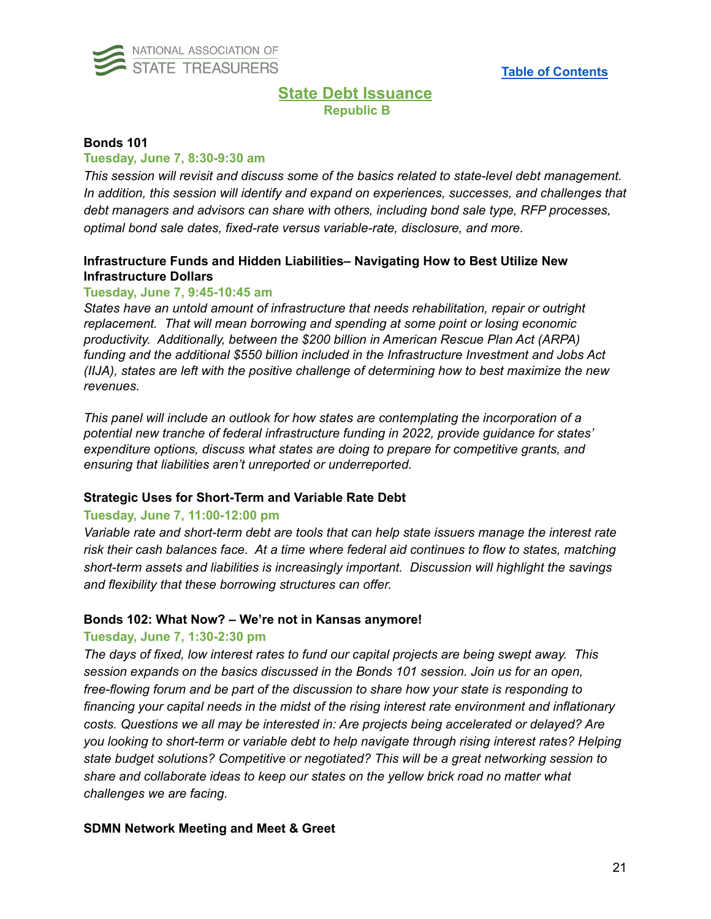[Table of Contents]

## State Debt Issuance

**Republic B**

### Bonds 101

**Tuesday, June 7, 8:30-9:30 am**

*This session will revisit and discuss some of the basics related to state-level debt management. In addition, this session will identify and expand on experiences, successes, and challenges that debt managers and advisors can share with others, including bond sale type, RFP processes, optimal bond sale dates, fixed-rate versus variable-rate, disclosure, and more.*

### Infrastructure Funds and Hidden Liabilities– Navigating How to Best Utilize New Infrastructure Dollars

**Tuesday, June 7, 9:45-10:45 am**

*States have an untold amount of infrastructure that needs rehabilitation, repair or outright replacement. That will mean borrowing and spending at some point or losing economic productivity. Additionally, between the $200 billion in American Rescue Plan Act (ARPA) funding and the additional $550 billion included in the Infrastructure Investment and Jobs Act (IIJA), states are left with the positive challenge of determining how to best maximize the new revenues.*

*This panel will include an outlook for how states are contemplating the incorporation of a potential new tranche of federal infrastructure funding in 2022, provide guidance for states' expenditure options, discuss what states are doing to prepare for competitive grants, and ensuring that liabilities aren't unreported or underreported.*

### Strategic Uses for Short-Term and Variable Rate Debt

**Tuesday, June 7, 11:00-12:00 pm**

*Variable rate and short-term debt are tools that can help state issuers manage the interest rate risk their cash balances face. At a time where federal aid continues to flow to states, matching short-term assets and liabilities is increasingly important. Discussion will highlight the savings and flexibility that these borrowing structures can offer.*

### Bonds 102: What Now? – We're not in Kansas anymore!

**Tuesday, June 7, 1:30-2:30 pm**

*The days of fixed, low interest rates to fund our capital projects are being swept away. This session expands on the basics discussed in the Bonds 101 session. Join us for an open, free-flowing forum and be part of the discussion to share how your state is responding to financing your capital needs in the midst of the rising interest rate environment and inflationary costs. Questions we all may be interested in: Are projects being accelerated or delayed? Are you looking to short-term or variable debt to help navigate through rising interest rates? Helping state budget solutions? Competitive or negotiated? This will be a great networking session to share and collaborate ideas to keep our states on the yellow brick road no matter what challenges we are facing.*

### SDMN Network Meeting and Meet & Greet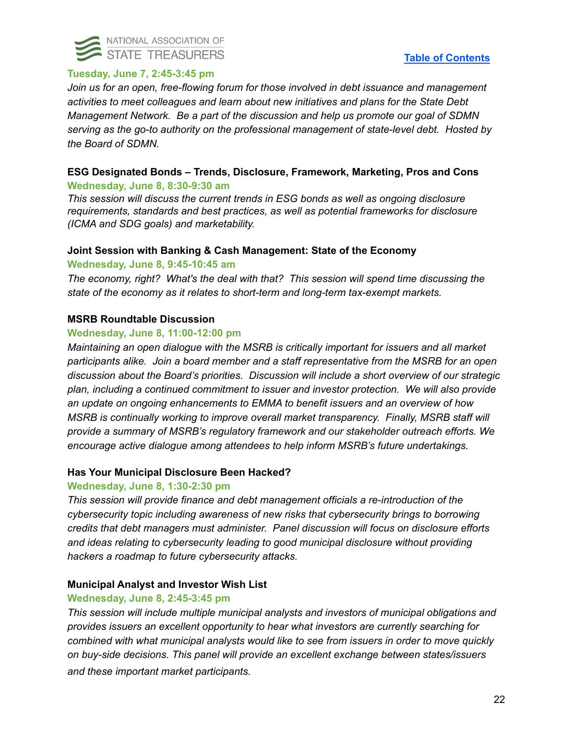**Tuesday, June 7, 2:45-3:45 pm**

*Join us for an open, free-flowing forum for those involved in debt issuance and management activities to meet colleagues and learn about new initiatives and plans for the State Debt Management Network. Be a part of the discussion and help us promote our goal of SDMN serving as the go-to authority on the professional management of state-level debt. Hosted by the Board of SDMN.*

### ESG Designated Bonds – Trends, Disclosure, Framework, Marketing, Pros and Cons

**Wednesday, June 8, 8:30-9:30 am**

*This session will discuss the current trends in ESG bonds as well as ongoing disclosure requirements, standards and best practices, as well as potential frameworks for disclosure (ICMA and SDG goals) and marketability.*

### Joint Session with Banking & Cash Management: State of the Economy

**Wednesday, June 8, 9:45-10:45 am**

*The economy, right? What's the deal with that? This session will spend time discussing the state of the economy as it relates to short-term and long-term tax-exempt markets.*

### MSRB Roundtable Discussion

**Wednesday, June 8, 11:00-12:00 pm**

*Maintaining an open dialogue with the MSRB is critically important for issuers and all market participants alike. Join a board member and a staff representative from the MSRB for an open discussion about the Board's priorities. Discussion will include a short overview of our strategic plan, including a continued commitment to issuer and investor protection. We will also provide an update on ongoing enhancements to EMMA to benefit issuers and an overview of how MSRB is continually working to improve overall market transparency. Finally, MSRB staff will provide a summary of MSRB's regulatory framework and our stakeholder outreach efforts. We encourage active dialogue among attendees to help inform MSRB's future undertakings.*

### Has Your Municipal Disclosure Been Hacked?

**Wednesday, June 8, 1:30-2:30 pm**

*This session will provide finance and debt management officials a re-introduction of the cybersecurity topic including awareness of new risks that cybersecurity brings to borrowing credits that debt managers must administer. Panel discussion will focus on disclosure efforts and ideas relating to cybersecurity leading to good municipal disclosure without providing hackers a roadmap to future cybersecurity attacks.*

### Municipal Analyst and Investor Wish List

**Wednesday, June 8, 2:45-3:45 pm**

*This session will include multiple municipal analysts and investors of municipal obligations and provides issuers an excellent opportunity to hear what investors are currently searching for combined with what municipal analysts would like to see from issuers in order to move quickly on buy-side decisions. This panel will provide an excellent exchange between states/issuers and these important market participants.*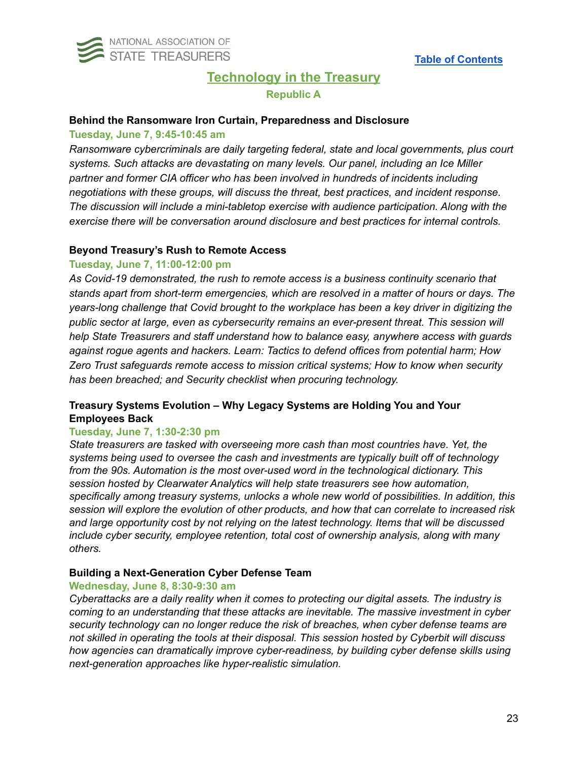Table of Contents

## Technology in the Treasury

**Republic A**

### Behind the Ransomware Iron Curtain, Preparedness and Disclosure

**Tuesday, June 7, 9:45-10:45 am**

*Ransomware cybercriminals are daily targeting federal, state and local governments, plus court systems. Such attacks are devastating on many levels. Our panel, including an Ice Miller partner and former CIA officer who has been involved in hundreds of incidents including negotiations with these groups, will discuss the threat, best practices, and incident response. The discussion will include a mini-tabletop exercise with audience participation. Along with the exercise there will be conversation around disclosure and best practices for internal controls.*

### Beyond Treasury's Rush to Remote Access

**Tuesday, June 7, 11:00-12:00 pm**

*As Covid-19 demonstrated, the rush to remote access is a business continuity scenario that stands apart from short-term emergencies, which are resolved in a matter of hours or days. The years-long challenge that Covid brought to the workplace has been a key driver in digitizing the public sector at large, even as cybersecurity remains an ever-present threat. This session will help State Treasurers and staff understand how to balance easy, anywhere access with guards against rogue agents and hackers. Learn: Tactics to defend offices from potential harm; How Zero Trust safeguards remote access to mission critical systems; How to know when security has been breached; and Security checklist when procuring technology.*

### Treasury Systems Evolution – Why Legacy Systems are Holding You and Your Employees Back

**Tuesday, June 7, 1:30-2:30 pm**

*State treasurers are tasked with overseeing more cash than most countries have. Yet, the systems being used to oversee the cash and investments are typically built off of technology from the 90s. Automation is the most over-used word in the technological dictionary. This session hosted by Clearwater Analytics will help state treasurers see how automation, specifically among treasury systems, unlocks a whole new world of possibilities. In addition, this session will explore the evolution of other products, and how that can correlate to increased risk and large opportunity cost by not relying on the latest technology. Items that will be discussed include cyber security, employee retention, total cost of ownership analysis, along with many others.*

### Building a Next-Generation Cyber Defense Team

**Wednesday, June 8, 8:30-9:30 am**

*Cyberattacks are a daily reality when it comes to protecting our digital assets. The industry is coming to an understanding that these attacks are inevitable. The massive investment in cyber security technology can no longer reduce the risk of breaches, when cyber defense teams are not skilled in operating the tools at their disposal. This session hosted by Cyberbit will discuss how agencies can dramatically improve cyber-readiness, by building cyber defense skills using next-generation approaches like hyper-realistic simulation.*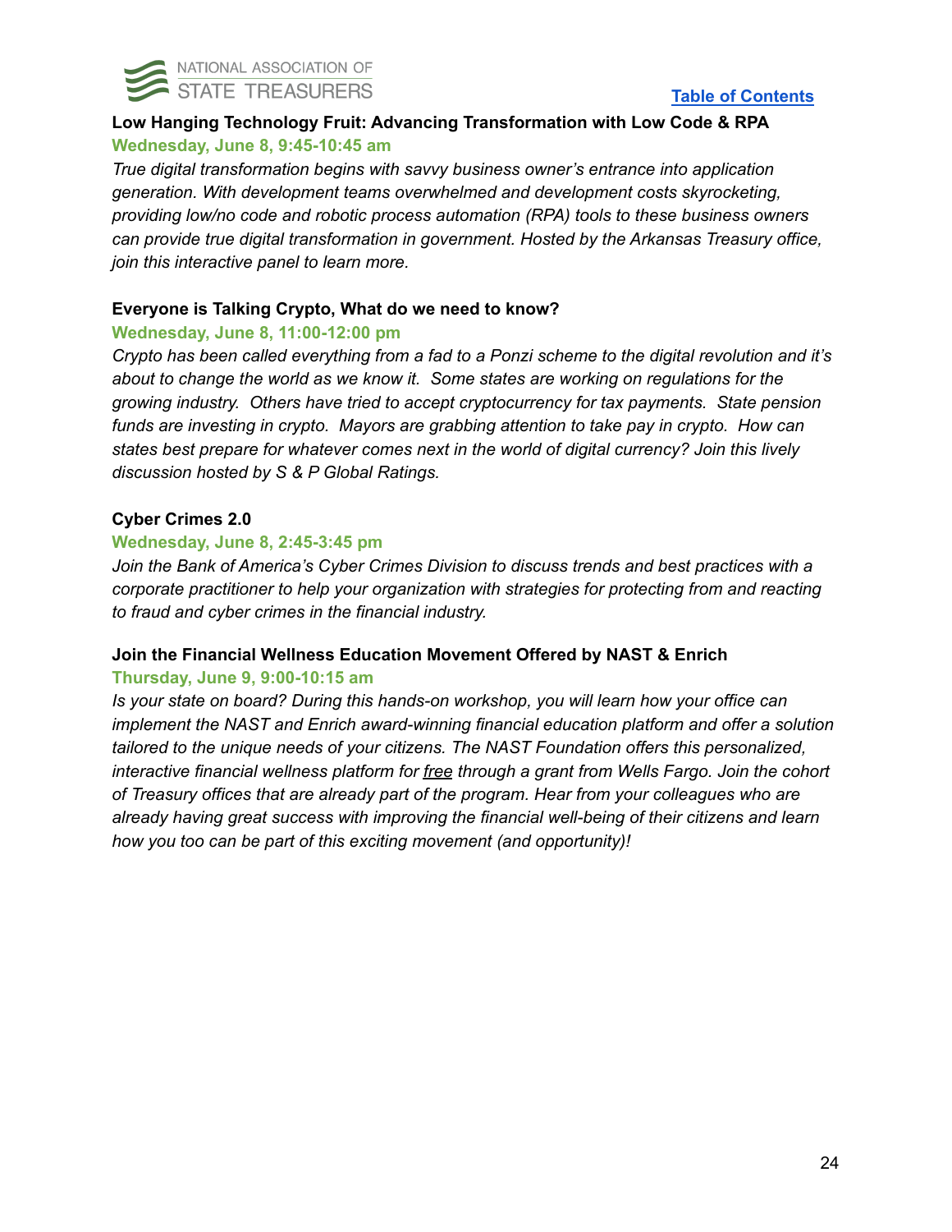### Low Hanging Technology Fruit: Advancing Transformation with Low Code & RPA

**Wednesday, June 8, 9:45-10:45 am**

*True digital transformation begins with savvy business owner's entrance into application generation. With development teams overwhelmed and development costs skyrocketing, providing low/no code and robotic process automation (RPA) tools to these business owners can provide true digital transformation in government. Hosted by the Arkansas Treasury office, join this interactive panel to learn more.*

### Everyone is Talking Crypto, What do we need to know?

**Wednesday, June 8, 11:00-12:00 pm**

*Crypto has been called everything from a fad to a Ponzi scheme to the digital revolution and it's about to change the world as we know it. Some states are working on regulations for the growing industry. Others have tried to accept cryptocurrency for tax payments. State pension funds are investing in crypto. Mayors are grabbing attention to take pay in crypto. How can states best prepare for whatever comes next in the world of digital currency? Join this lively discussion hosted by S & P Global Ratings.*

### Cyber Crimes 2.0

**Wednesday, June 8, 2:45-3:45 pm**

*Join the Bank of America's Cyber Crimes Division to discuss trends and best practices with a corporate practitioner to help your organization with strategies for protecting from and reacting to fraud and cyber crimes in the financial industry.*

### Join the Financial Wellness Education Movement Offered by NAST & Enrich

**Thursday, June 9, 9:00-10:15 am**

*Is your state on board? During this hands-on workshop, you will learn how your office can implement the NAST and Enrich award-winning financial education platform and offer a solution tailored to the unique needs of your citizens. The NAST Foundation offers this personalized, interactive financial wellness platform for free through a grant from Wells Fargo. Join the cohort of Treasury offices that are already part of the program. Hear from your colleagues who are already having great success with improving the financial well-being of their citizens and learn how you too can be part of this exciting movement (and opportunity)!*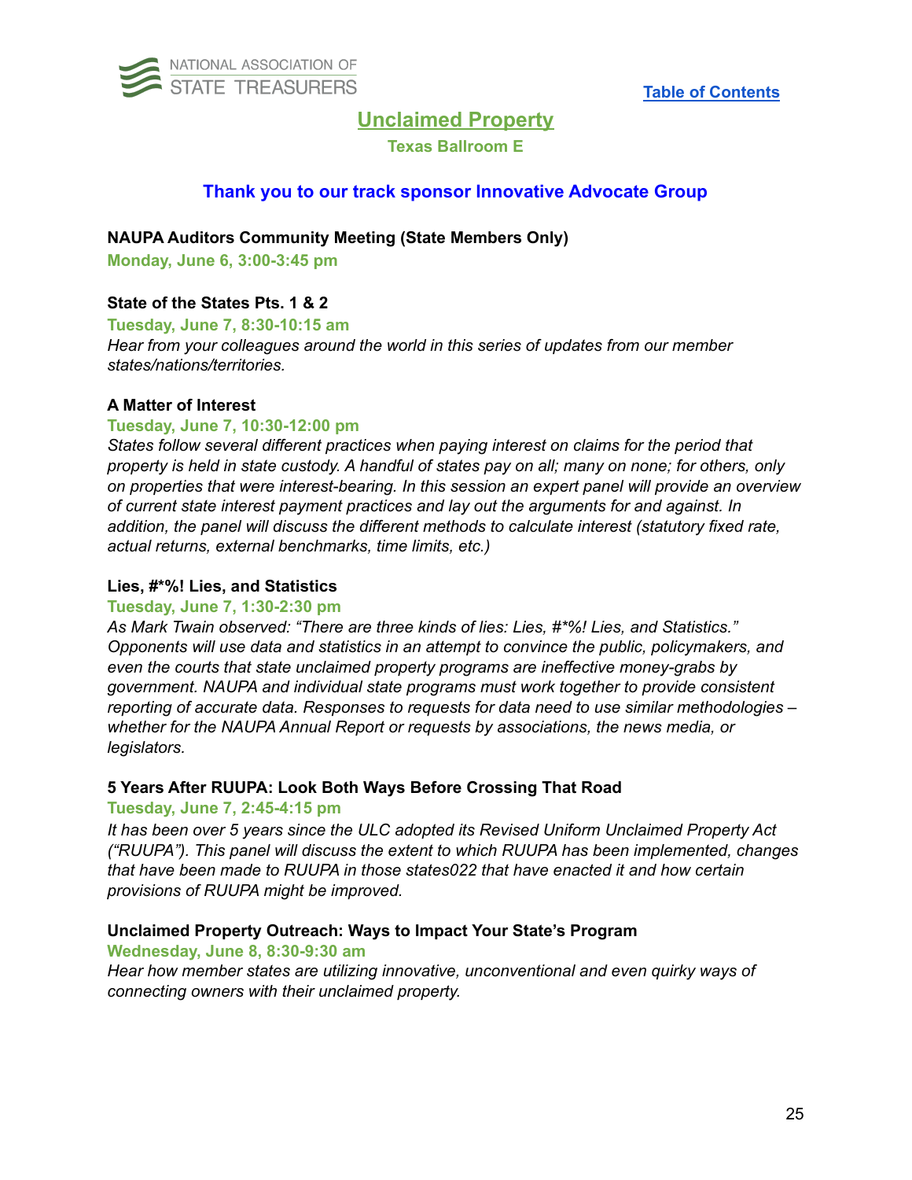[Table of Contents]

## Unclaimed Property

**Texas Ballroom E**

**Thank you to our track sponsor Innovative Advocate Group**

**NAUPA Auditors Community Meeting (State Members Only)**

**Monday, June 6, 3:00-3:45 pm**

**State of the States Pts. 1 & 2**

**Tuesday, June 7, 8:30-10:15 am**

*Hear from your colleagues around the world in this series of updates from our member states/nations/territories.*

**A Matter of Interest**

**Tuesday, June 7, 10:30-12:00 pm**

*States follow several different practices when paying interest on claims for the period that property is held in state custody. A handful of states pay on all; many on none; for others, only on properties that were interest-bearing. In this session an expert panel will provide an overview of current state interest payment practices and lay out the arguments for and against. In addition, the panel will discuss the different methods to calculate interest (statutory fixed rate, actual returns, external benchmarks, time limits, etc.)*

**Lies, #*%! Lies, and Statistics**

**Tuesday, June 7, 1:30-2:30 pm**

*As Mark Twain observed: "There are three kinds of lies: Lies, #*%! Lies, and Statistics." Opponents will use data and statistics in an attempt to convince the public, policymakers, and even the courts that state unclaimed property programs are ineffective money-grabs by government. NAUPA and individual state programs must work together to provide consistent reporting of accurate data. Responses to requests for data need to use similar methodologies – whether for the NAUPA Annual Report or requests by associations, the news media, or legislators.*

**5 Years After RUUPA: Look Both Ways Before Crossing That Road**

**Tuesday, June 7, 2:45-4:15 pm**

*It has been over 5 years since the ULC adopted its Revised Uniform Unclaimed Property Act ("RUUPA"). This panel will discuss the extent to which RUUPA has been implemented, changes that have been made to RUUPA in those states022 that have enacted it and how certain provisions of RUUPA might be improved.*

**Unclaimed Property Outreach: Ways to Impact Your State's Program**

**Wednesday, June 8, 8:30-9:30 am**

*Hear how member states are utilizing innovative, unconventional and even quirky ways of connecting owners with their unclaimed property.*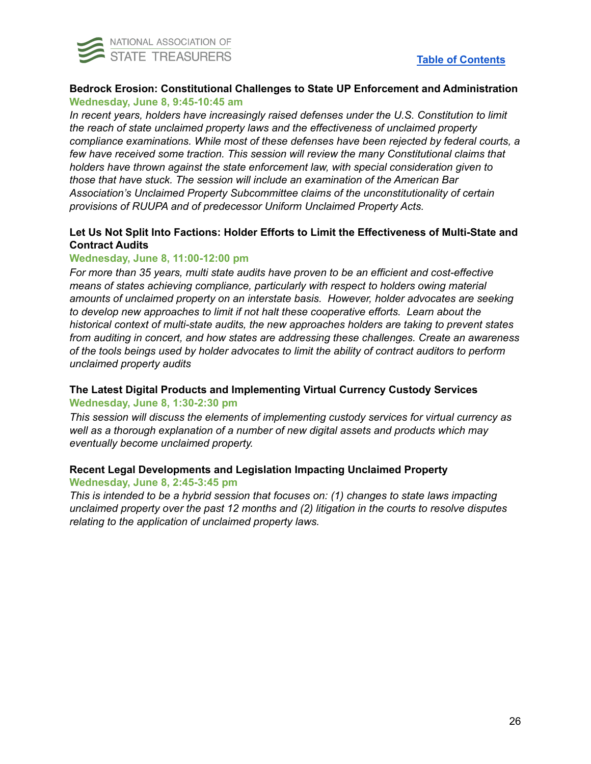[Table of Contents]

### Bedrock Erosion: Constitutional Challenges to State UP Enforcement and Administration

**Wednesday, June 8, 9:45-10:45 am**

*In recent years, holders have increasingly raised defenses under the U.S. Constitution to limit the reach of state unclaimed property laws and the effectiveness of unclaimed property compliance examinations. While most of these defenses have been rejected by federal courts, a few have received some traction. This session will review the many Constitutional claims that holders have thrown against the state enforcement law, with special consideration given to those that have stuck. The session will include an examination of the American Bar Association's Unclaimed Property Subcommittee claims of the unconstitutionality of certain provisions of RUUPA and of predecessor Uniform Unclaimed Property Acts.*

### Let Us Not Split Into Factions: Holder Efforts to Limit the Effectiveness of Multi-State and Contract Audits

**Wednesday, June 8, 11:00-12:00 pm**

*For more than 35 years, multi state audits have proven to be an efficient and cost-effective means of states achieving compliance, particularly with respect to holders owing material amounts of unclaimed property on an interstate basis. However, holder advocates are seeking to develop new approaches to limit if not halt these cooperative efforts. Learn about the historical context of multi-state audits, the new approaches holders are taking to prevent states from auditing in concert, and how states are addressing these challenges. Create an awareness of the tools beings used by holder advocates to limit the ability of contract auditors to perform unclaimed property audits*

### The Latest Digital Products and Implementing Virtual Currency Custody Services

**Wednesday, June 8, 1:30-2:30 pm**

*This session will discuss the elements of implementing custody services for virtual currency as well as a thorough explanation of a number of new digital assets and products which may eventually become unclaimed property.*

### Recent Legal Developments and Legislation Impacting Unclaimed Property

**Wednesday, June 8, 2:45-3:45 pm**

*This is intended to be a hybrid session that focuses on: (1) changes to state laws impacting unclaimed property over the past 12 months and (2) litigation in the courts to resolve disputes relating to the application of unclaimed property laws.*